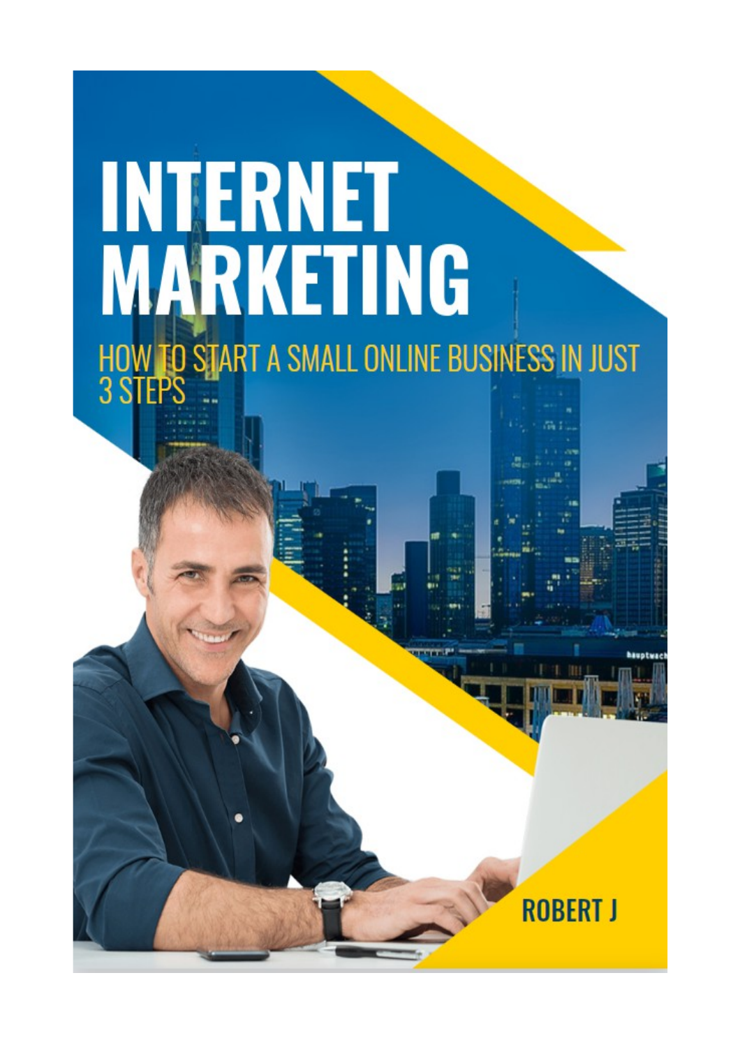# INTERNET MARKETING

## HOW TO START A SMALL ONLINE BUSINESS IN JUST 3 STEPS

ROBERT J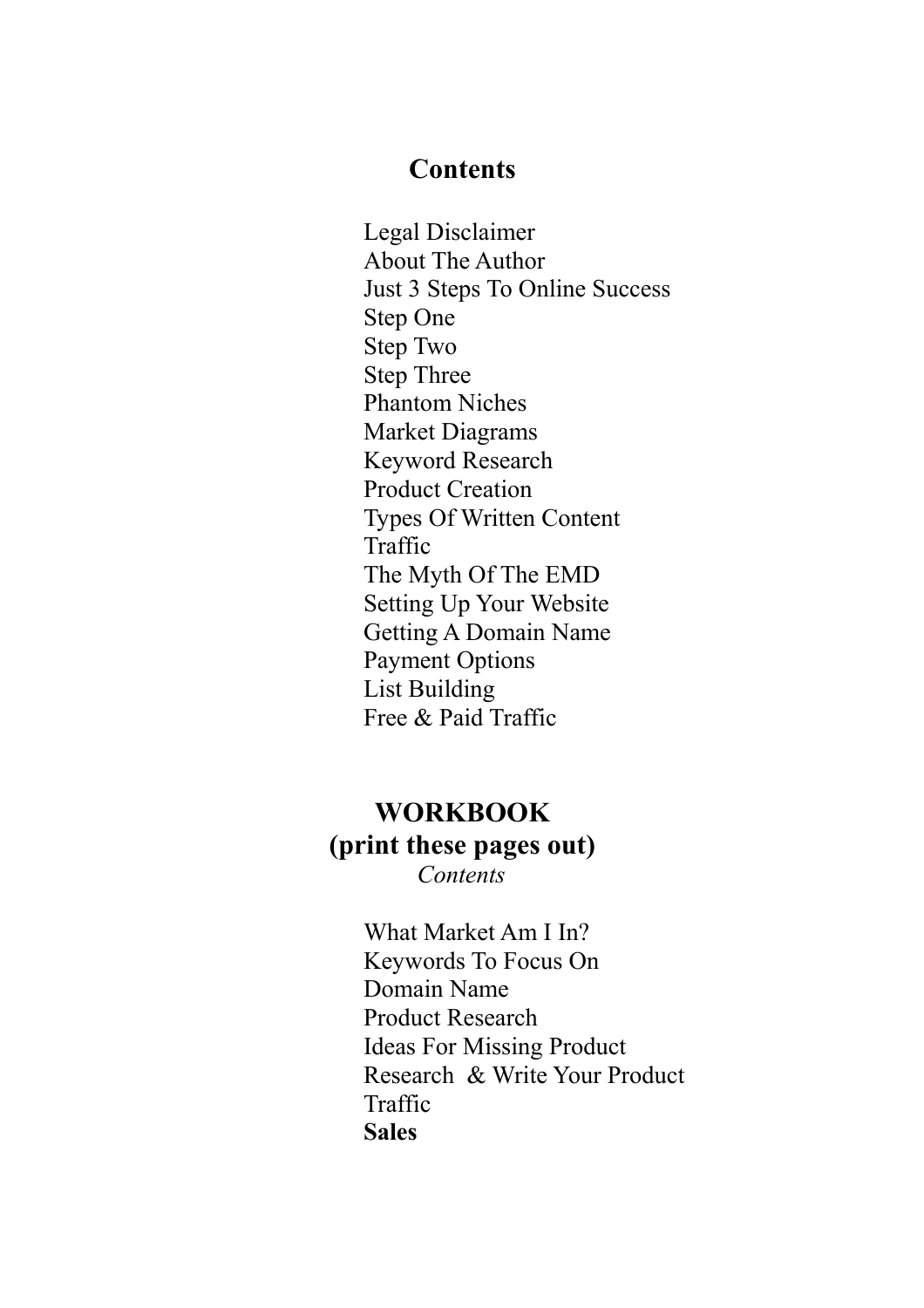# Contents

- Legal Disclaimer
- About The Author
- Just 3 Steps To Online Success
- Step One
- Step Two
- Step Three
- Phantom Niches
- Market Diagrams
- Keyword Research
- Product Creation
- Types Of Written Content
- Traffic
- The Myth Of The EMD
- Setting Up Your Website
- Getting A Domain Name
- Payment Options
- List Building
- Free & Paid Traffic

## WORKBOOK
## (print these pages out)

*Contents*

- What Market Am I In?
- Keywords To Focus On
- Domain Name
- Product Research
- Ideas For Missing Product
- Research & Write Your Product
- Traffic
- **Sales**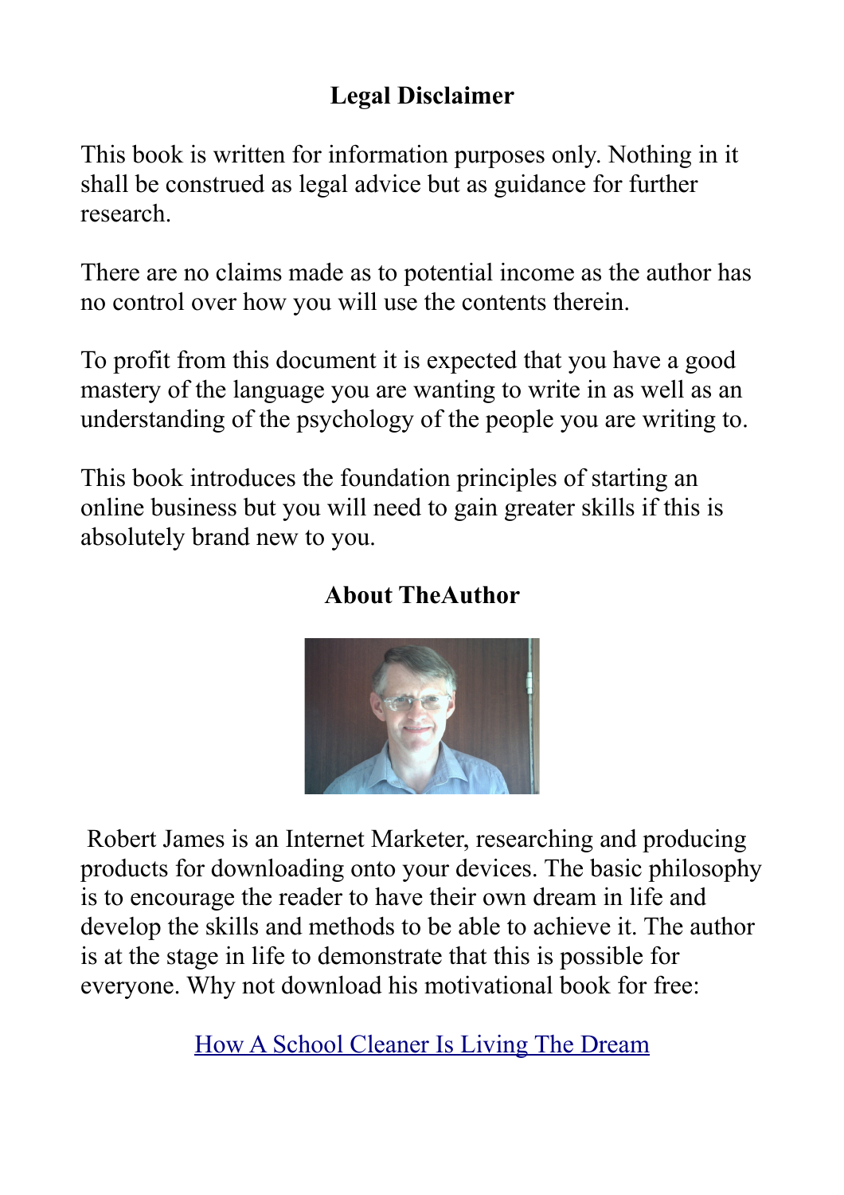## Legal Disclaimer

This book is written for information purposes only. Nothing in it shall be construed as legal advice but as guidance for further research.

There are no claims made as to potential income as the author has no control over how you will use the contents therein.

To profit from this document it is expected that you have a good mastery of the language you are wanting to write in as well as an understanding of the psychology of the people you are writing to.

This book introduces the foundation principles of starting an online business but you will need to gain greater skills if this is absolutely brand new to you.

## About TheAuthor

Robert James is an Internet Marketer, researching and producing products for downloading onto your devices. The basic philosophy is to encourage the reader to have their own dream in life and develop the skills and methods to be able to achieve it. The author is at the stage in life to demonstrate that this is possible for everyone. Why not download his motivational book for free:

How A School Cleaner Is Living The Dream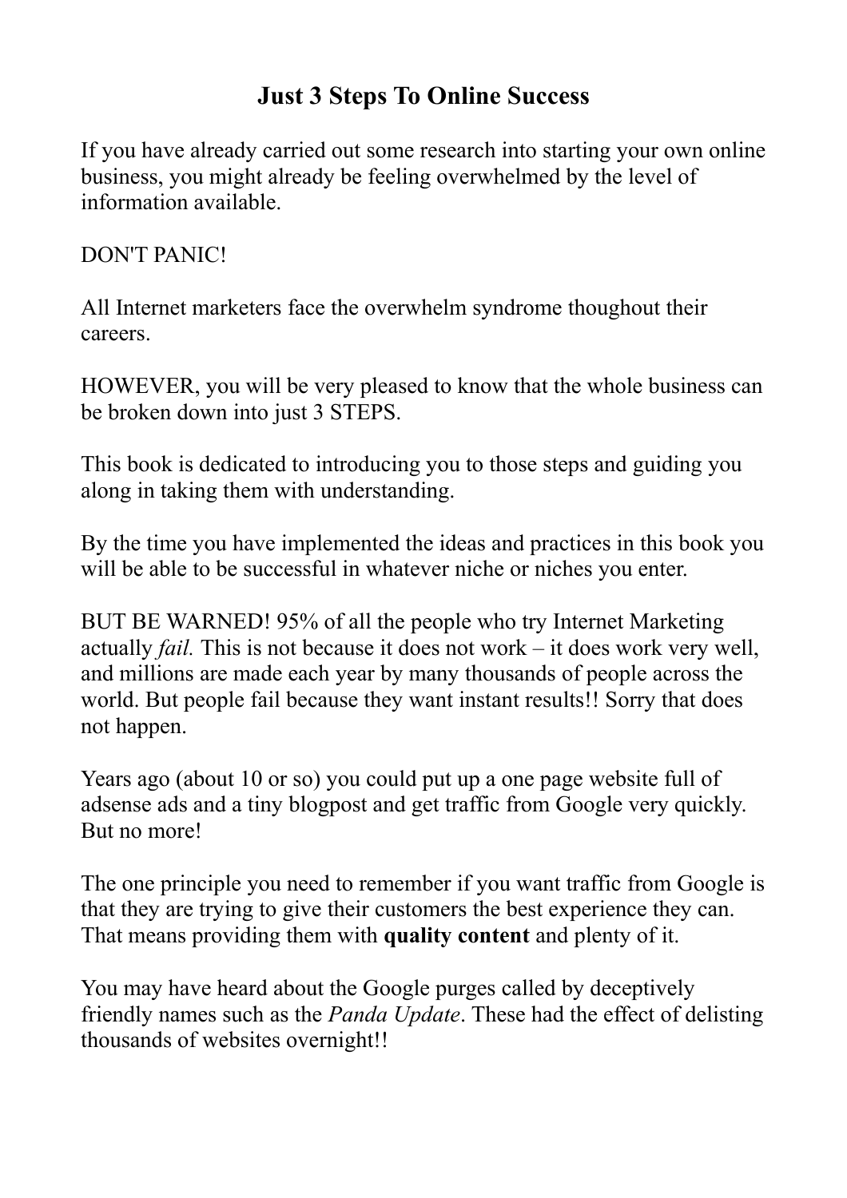# Just 3 Steps To Online Success

If you have already carried out some research into starting your own online business, you might already be feeling overwhelmed by the level of information available.

DON'T PANIC!

All Internet marketers face the overwhelm syndrome thoughout their careers.

HOWEVER, you will be very pleased to know that the whole business can be broken down into just 3 STEPS.

This book is dedicated to introducing you to those steps and guiding you along in taking them with understanding.

By the time you have implemented the ideas and practices in this book you will be able to be successful in whatever niche or niches you enter.

BUT BE WARNED! 95% of all the people who try Internet Marketing actually *fail.* This is not because it does not work – it does work very well, and millions are made each year by many thousands of people across the world. But people fail because they want instant results!! Sorry that does not happen.

Years ago (about 10 or so) you could put up a one page website full of adsense ads and a tiny blogpost and get traffic from Google very quickly. But no more!

The one principle you need to remember if you want traffic from Google is that they are trying to give their customers the best experience they can. That means providing them with **quality content** and plenty of it.

You may have heard about the Google purges called by deceptively friendly names such as the *Panda Update*. These had the effect of delisting thousands of websites overnight!!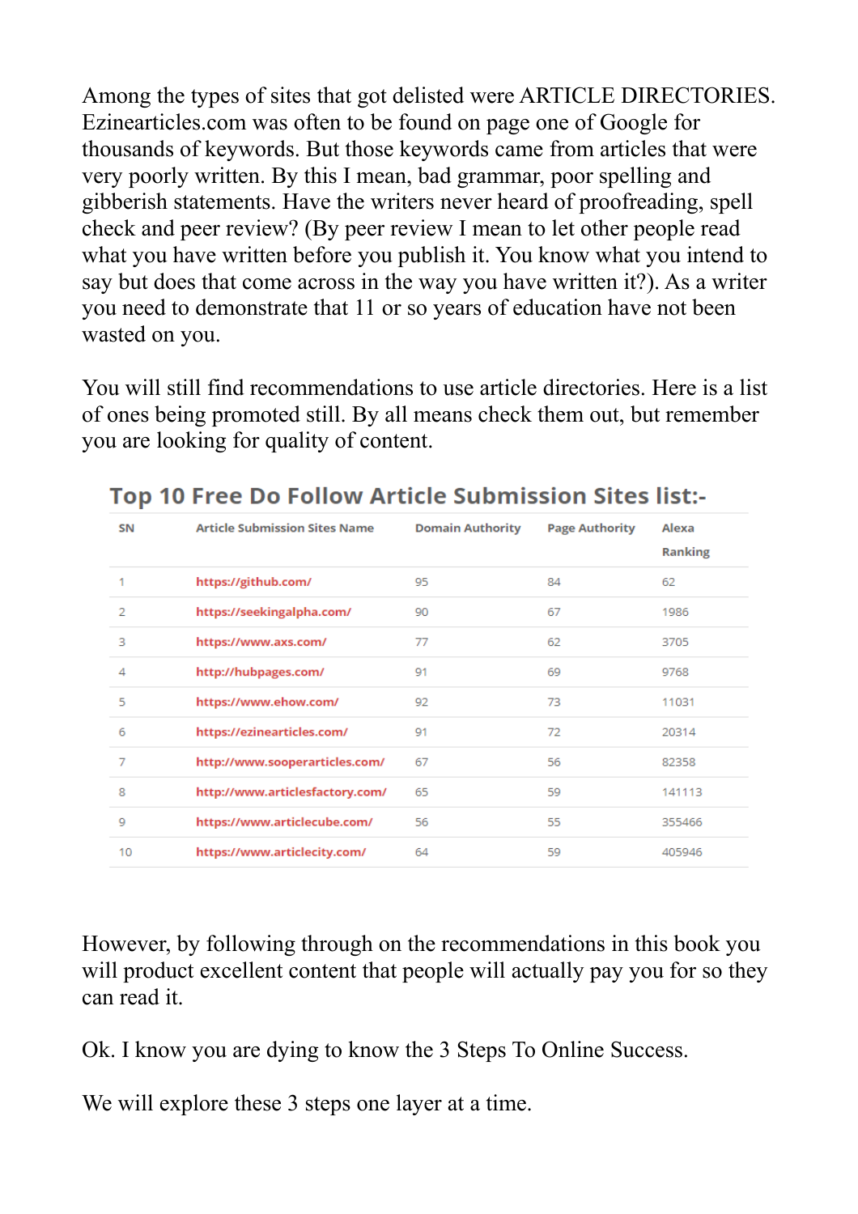Among the types of sites that got delisted were ARTICLE DIRECTORIES. Ezinearticles.com was often to be found on page one of Google for thousands of keywords. But those keywords came from articles that were very poorly written. By this I mean, bad grammar, poor spelling and gibberish statements. Have the writers never heard of proofreading, spell check and peer review? (By peer review I mean to let other people read what you have written before you publish it. You know what you intend to say but does that come across in the way you have written it?). As a writer you need to demonstrate that 11 or so years of education have not been wasted on you.

You will still find recommendations to use article directories. Here is a list of ones being promoted still. By all means check them out, but remember you are looking for quality of content.

## Top 10 Free Do Follow Article Submission Sites list:-

| SN | Article Submission Sites Name | Domain Authority | Page Authority | Alexa Ranking |
|---|---|---|---|---|
| 1 | https://github.com/ | 95 | 84 | 62 |
| 2 | https://seekingalpha.com/ | 90 | 67 | 1986 |
| 3 | https://www.axs.com/ | 77 | 62 | 3705 |
| 4 | http://hubpages.com/ | 91 | 69 | 9768 |
| 5 | https://www.ehow.com/ | 92 | 73 | 11031 |
| 6 | https://ezinearticles.com/ | 91 | 72 | 20314 |
| 7 | http://www.sooperarticles.com/ | 67 | 56 | 82358 |
| 8 | http://www.articlesfactory.com/ | 65 | 59 | 141113 |
| 9 | https://www.articlecube.com/ | 56 | 55 | 355466 |
| 10 | https://www.articlecity.com/ | 64 | 59 | 405946 |

However, by following through on the recommendations in this book you will product excellent content that people will actually pay you for so they can read it.

Ok. I know you are dying to know the 3 Steps To Online Success.

We will explore these 3 steps one layer at a time.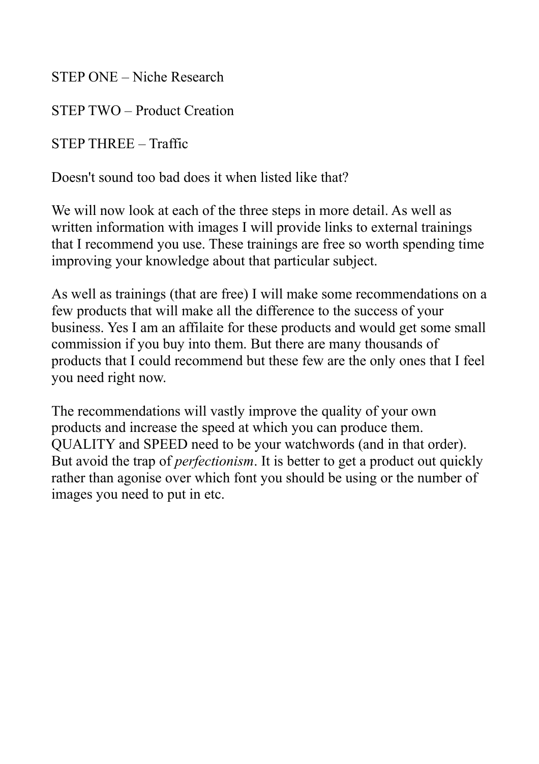STEP ONE – Niche Research

STEP TWO – Product Creation

STEP THREE – Traffic

Doesn't sound too bad does it when listed like that?

We will now look at each of the three steps in more detail. As well as written information with images I will provide links to external trainings that I recommend you use. These trainings are free so worth spending time improving your knowledge about that particular subject.

As well as trainings (that are free) I will make some recommendations on a few products that will make all the difference to the success of your business. Yes I am an affilaite for these products and would get some small commission if you buy into them. But there are many thousands of products that I could recommend but these few are the only ones that I feel you need right now.

The recommendations will vastly improve the quality of your own products and increase the speed at which you can produce them. QUALITY and SPEED need to be your watchwords (and in that order). But avoid the trap of *perfectionism*. It is better to get a product out quickly rather than agonise over which font you should be using or the number of images you need to put in etc.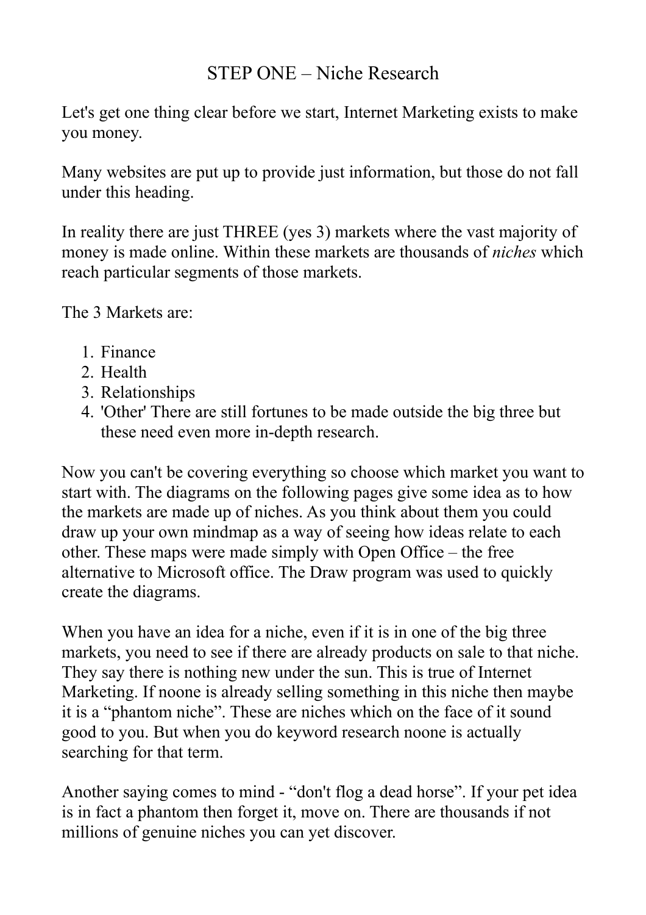# STEP ONE – Niche Research

Let's get one thing clear before we start, Internet Marketing exists to make you money.

Many websites are put up to provide just information, but those do not fall under this heading.

In reality there are just THREE (yes 3) markets where the vast majority of money is made online. Within these markets are thousands of *niches* which reach particular segments of those markets.

The 3 Markets are:

1. Finance
2. Health
3. Relationships
4. 'Other' There are still fortunes to be made outside the big three but these need even more in-depth research.

Now you can't be covering everything so choose which market you want to start with. The diagrams on the following pages give some idea as to how the markets are made up of niches. As you think about them you could draw up your own mindmap as a way of seeing how ideas relate to each other. These maps were made simply with Open Office – the free alternative to Microsoft office. The Draw program was used to quickly create the diagrams.

When you have an idea for a niche, even if it is in one of the big three markets, you need to see if there are already products on sale to that niche. They say there is nothing new under the sun. This is true of Internet Marketing. If noone is already selling something in this niche then maybe it is a "phantom niche". These are niches which on the face of it sound good to you. But when you do keyword research noone is actually searching for that term.

Another saying comes to mind - "don't flog a dead horse". If your pet idea is in fact a phantom then forget it, move on. There are thousands if not millions of genuine niches you can yet discover.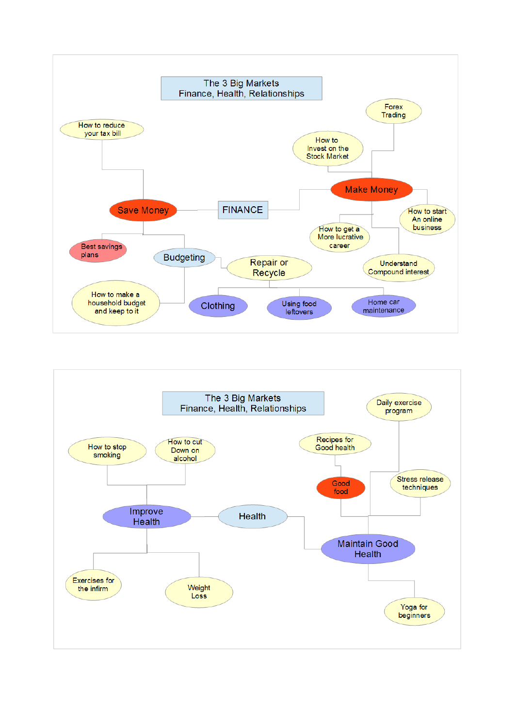## The 3 Big Markets
### Finance, Health, Relationships

**FINANCE**

- **Save Money**
  - How to reduce your tax bill
  - Best savings plans
  - Budgeting
    - How to make a household budget and keep to it
    - Repair or Recycle
      - Clothing
      - Using food leftovers
      - Home car maintenance
- **Make Money**
  - Forex Trading
  - How to Invest on the Stock Market
  - How to start An online business
  - How to get a More lucrative career
  - Understand Compound interest

## The 3 Big Markets
### Finance, Health, Relationships

**Health**

- **Improve Health**
  - How to stop smoking
  - How to cut Down on alcohol
  - Exercises for the infirm
  - Weight Loss
- **Maintain Good Health**
  - Good food
    - Recipes for Good health
  - Daily exercise program
  - Stress release techniques
  - Yoga for beginners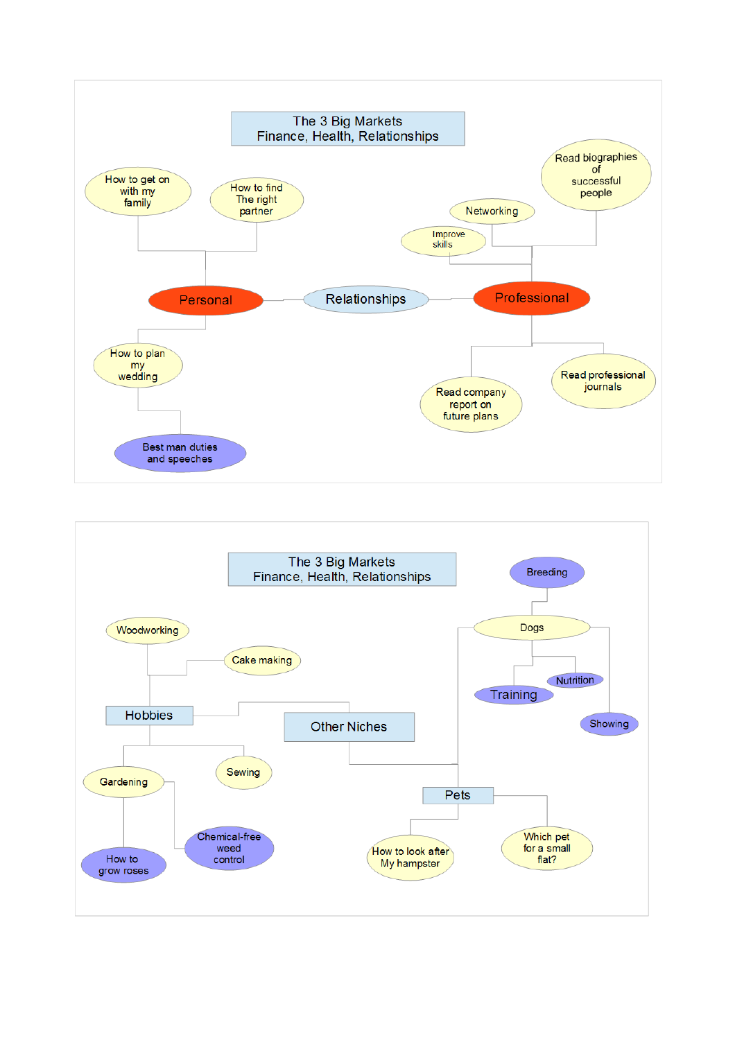## The 3 Big Markets
## Finance, Health, Relationships

- Relationships
  - Personal
    - How to get on with my family
    - How to find The right partner
    - How to plan my wedding
      - Best man duties and speeches
  - Professional
    - Improve skills
    - Networking
    - Read biographies of successful people
    - Read company report on future plans
    - Read professional journals

## The 3 Big Markets
## Finance, Health, Relationships

- Other Niches
  - Hobbies
    - Woodworking
    - Cake making
    - Gardening
      - How to grow roses
      - Chemical-free weed control
    - Sewing
  - Pets
    - Dogs
      - Breeding
      - Training
      - Nutrition
      - Showing
    - How to look after My hampster
    - Which pet for a small flat?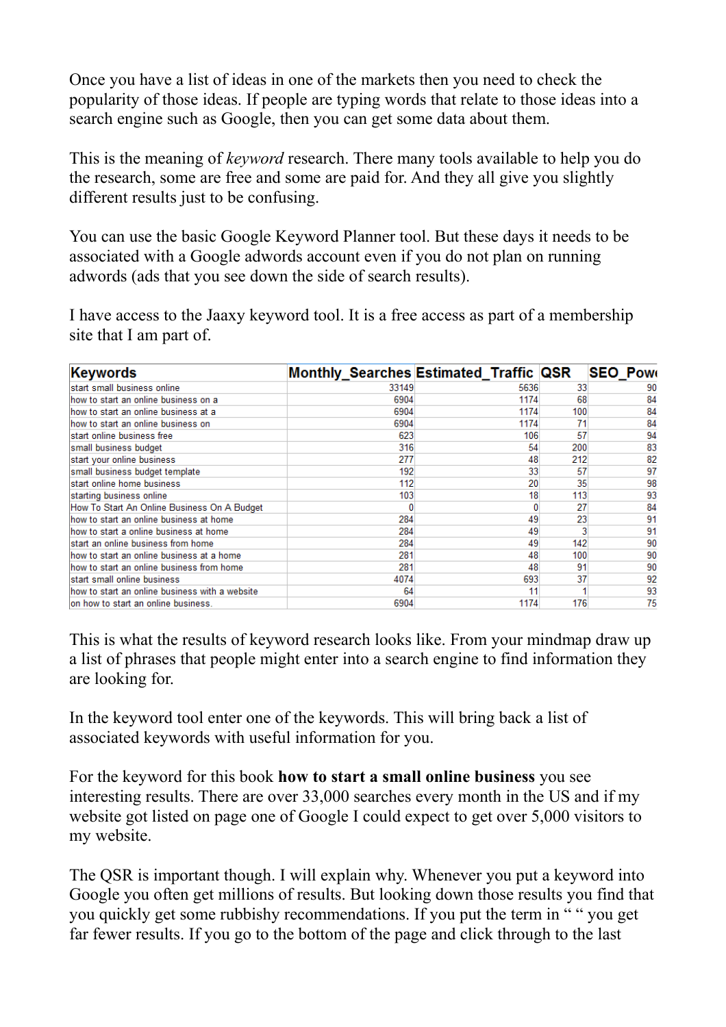Once you have a list of ideas in one of the markets then you need to check the popularity of those ideas. If people are typing words that relate to those ideas into a search engine such as Google, then you can get some data about them.

This is the meaning of *keyword* research. There many tools available to help you do the research, some are free and some are paid for. And they all give you slightly different results just to be confusing.

You can use the basic Google Keyword Planner tool. But these days it needs to be associated with a Google adwords account even if you do not plan on running adwords (ads that you see down the side of search results).

I have access to the Jaaxy keyword tool. It is a free access as part of a membership site that I am part of.

| Keywords | Monthly_Searches | Estimated_Traffic | QSR | SEO_Pow |
|---|---|---|---|---|
| start small business online | 33149 | 5636 | 33 | 90 |
| how to start an online business on a | 6904 | 1174 | 68 | 84 |
| how to start an online business at a | 6904 | 1174 | 100 | 84 |
| how to start an online business on | 6904 | 1174 | 71 | 84 |
| start online business free | 623 | 106 | 57 | 94 |
| small business budget | 316 | 54 | 200 | 83 |
| start your online business | 277 | 48 | 212 | 82 |
| small business budget template | 192 | 33 | 57 | 97 |
| start online home business | 112 | 20 | 35 | 98 |
| starting business online | 103 | 18 | 113 | 93 |
| How To Start An Online Business On A Budget | 0 | 0 | 27 | 84 |
| how to start an online business at home | 284 | 49 | 23 | 91 |
| how to start a online business at home | 284 | 49 | 3 | 91 |
| start an online business from home | 284 | 49 | 142 | 90 |
| how to start an online business at a home | 281 | 48 | 100 | 90 |
| how to start an online business from home | 281 | 48 | 91 | 90 |
| start small online business | 4074 | 693 | 37 | 92 |
| how to start an online business with a website | 64 | 11 | 1 | 93 |
| on how to start an online business. | 6904 | 1174 | 176 | 75 |

This is what the results of keyword research looks like. From your mindmap draw up a list of phrases that people might enter into a search engine to find information they are looking for.

In the keyword tool enter one of the keywords. This will bring back a list of associated keywords with useful information for you.

For the keyword for this book **how to start a small online business** you see interesting results. There are over 33,000 searches every month in the US and if my website got listed on page one of Google I could expect to get over 5,000 visitors to my website.

The QSR is important though. I will explain why. Whenever you put a keyword into Google you often get millions of results. But looking down those results you find that you quickly get some rubbishy recommendations. If you put the term in " " you get far fewer results. If you go to the bottom of the page and click through to the last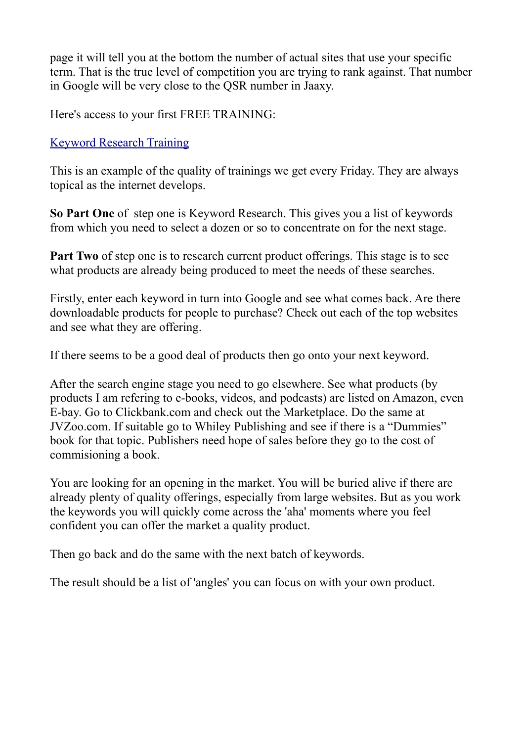page it will tell you at the bottom the number of actual sites that use your specific term. That is the true level of competition you are trying to rank against. That number in Google will be very close to the QSR number in Jaaxy.

Here's access to your first FREE TRAINING:

Keyword Research Training

This is an example of the quality of trainings we get every Friday. They are always topical as the internet develops.

**So Part One** of step one is Keyword Research. This gives you a list of keywords from which you need to select a dozen or so to concentrate on for the next stage.

**Part Two** of step one is to research current product offerings. This stage is to see what products are already being produced to meet the needs of these searches.

Firstly, enter each keyword in turn into Google and see what comes back. Are there downloadable products for people to purchase? Check out each of the top websites and see what they are offering.

If there seems to be a good deal of products then go onto your next keyword.

After the search engine stage you need to go elsewhere. See what products (by products I am refering to e-books, videos, and podcasts) are listed on Amazon, even E-bay. Go to Clickbank.com and check out the Marketplace. Do the same at JVZoo.com. If suitable go to Whiley Publishing and see if there is a "Dummies" book for that topic. Publishers need hope of sales before they go to the cost of commisioning a book.

You are looking for an opening in the market. You will be buried alive if there are already plenty of quality offerings, especially from large websites. But as you work the keywords you will quickly come across the 'aha' moments where you feel confident you can offer the market a quality product.

Then go back and do the same with the next batch of keywords.

The result should be a list of 'angles' you can focus on with your own product.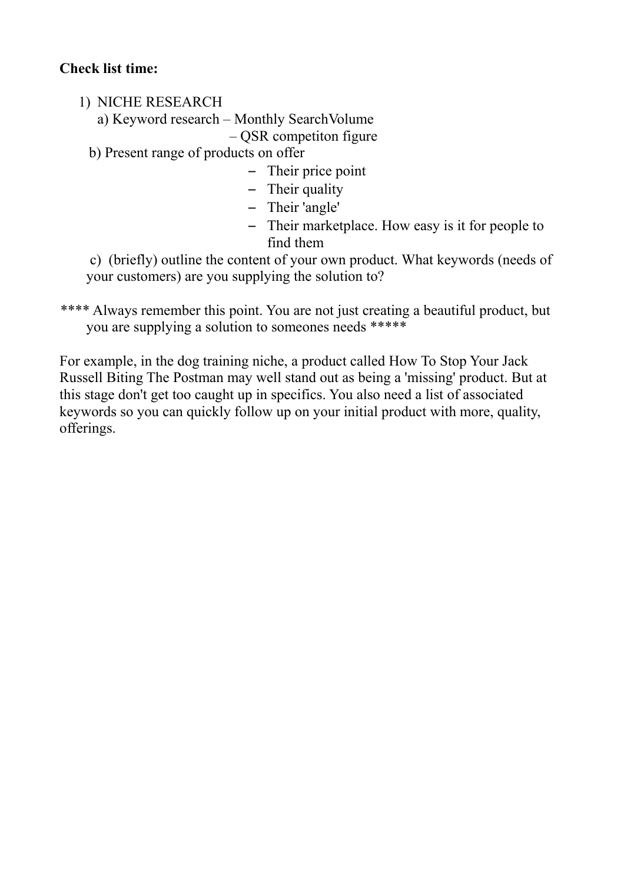**Check list time:**

1) NICHE RESEARCH
   a) Keyword research – Monthly SearchVolume
      – QSR competiton figure
   b) Present range of products on offer
      - Their price point
      - Their quality
      - Their 'angle'
      - Their marketplace. How easy is it for people to find them
   c) (briefly) outline the content of your own product. What keywords (needs of your customers) are you supplying the solution to?

**** Always remember this point. You are not just creating a beautiful product, but you are supplying a solution to someones needs *****

For example, in the dog training niche, a product called How To Stop Your Jack Russell Biting The Postman may well stand out as being a 'missing' product. But at this stage don't get too caught up in specifics. You also need a list of associated keywords so you can quickly follow up on your initial product with more, quality, offerings.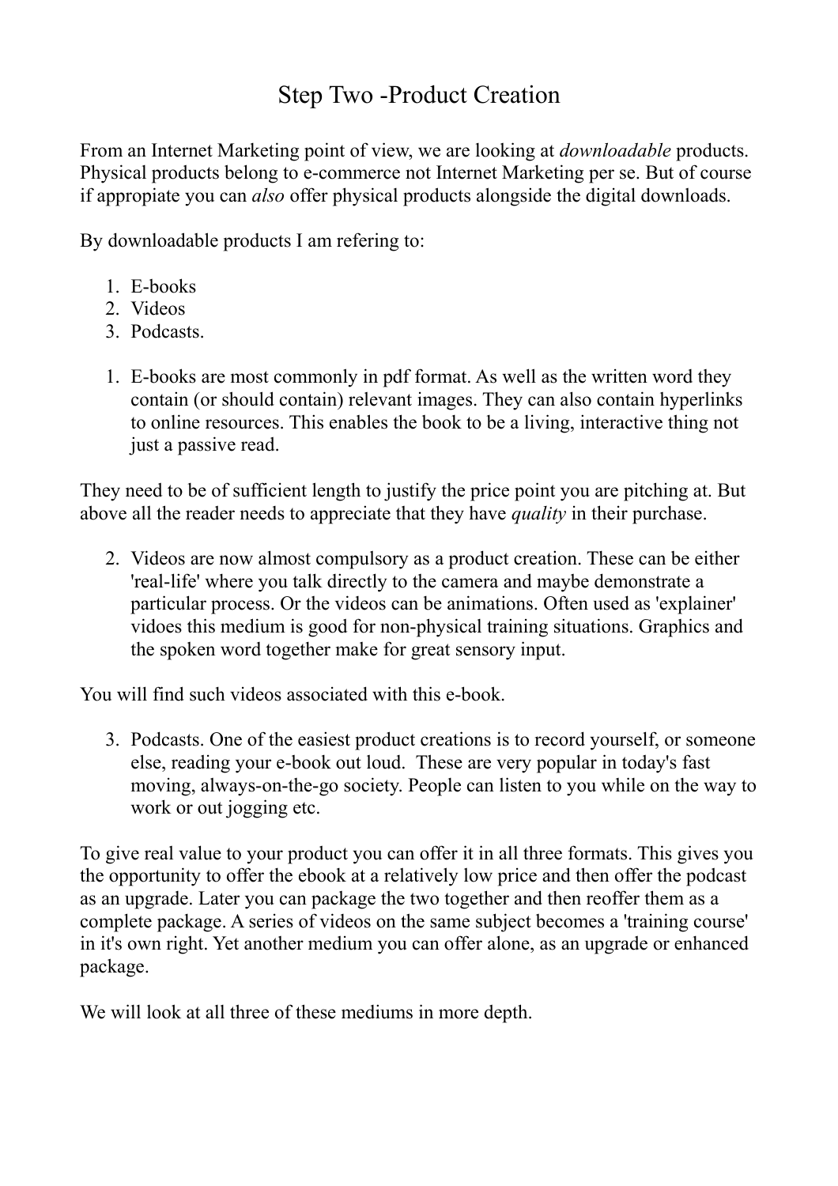# Step Two -Product Creation

From an Internet Marketing point of view, we are looking at *downloadable* products. Physical products belong to e-commerce not Internet Marketing per se. But of course if appropiate you can *also* offer physical products alongside the digital downloads.

By downloadable products I am refering to:

1. E-books
2. Videos
3. Podcasts.

1. E-books are most commonly in pdf format. As well as the written word they contain (or should contain) relevant images. They can also contain hyperlinks to online resources. This enables the book to be a living, interactive thing not just a passive read.

They need to be of sufficient length to justify the price point you are pitching at. But above all the reader needs to appreciate that they have *quality* in their purchase.

2. Videos are now almost compulsory as a product creation. These can be either 'real-life' where you talk directly to the camera and maybe demonstrate a particular process. Or the videos can be animations. Often used as 'explainer' vidoes this medium is good for non-physical training situations. Graphics and the spoken word together make for great sensory input.

You will find such videos associated with this e-book.

3. Podcasts. One of the easiest product creations is to record yourself, or someone else, reading your e-book out loud. These are very popular in today's fast moving, always-on-the-go society. People can listen to you while on the way to work or out jogging etc.

To give real value to your product you can offer it in all three formats. This gives you the opportunity to offer the ebook at a relatively low price and then offer the podcast as an upgrade. Later you can package the two together and then reoffer them as a complete package. A series of videos on the same subject becomes a 'training course' in it's own right. Yet another medium you can offer alone, as an upgrade or enhanced package.

We will look at all three of these mediums in more depth.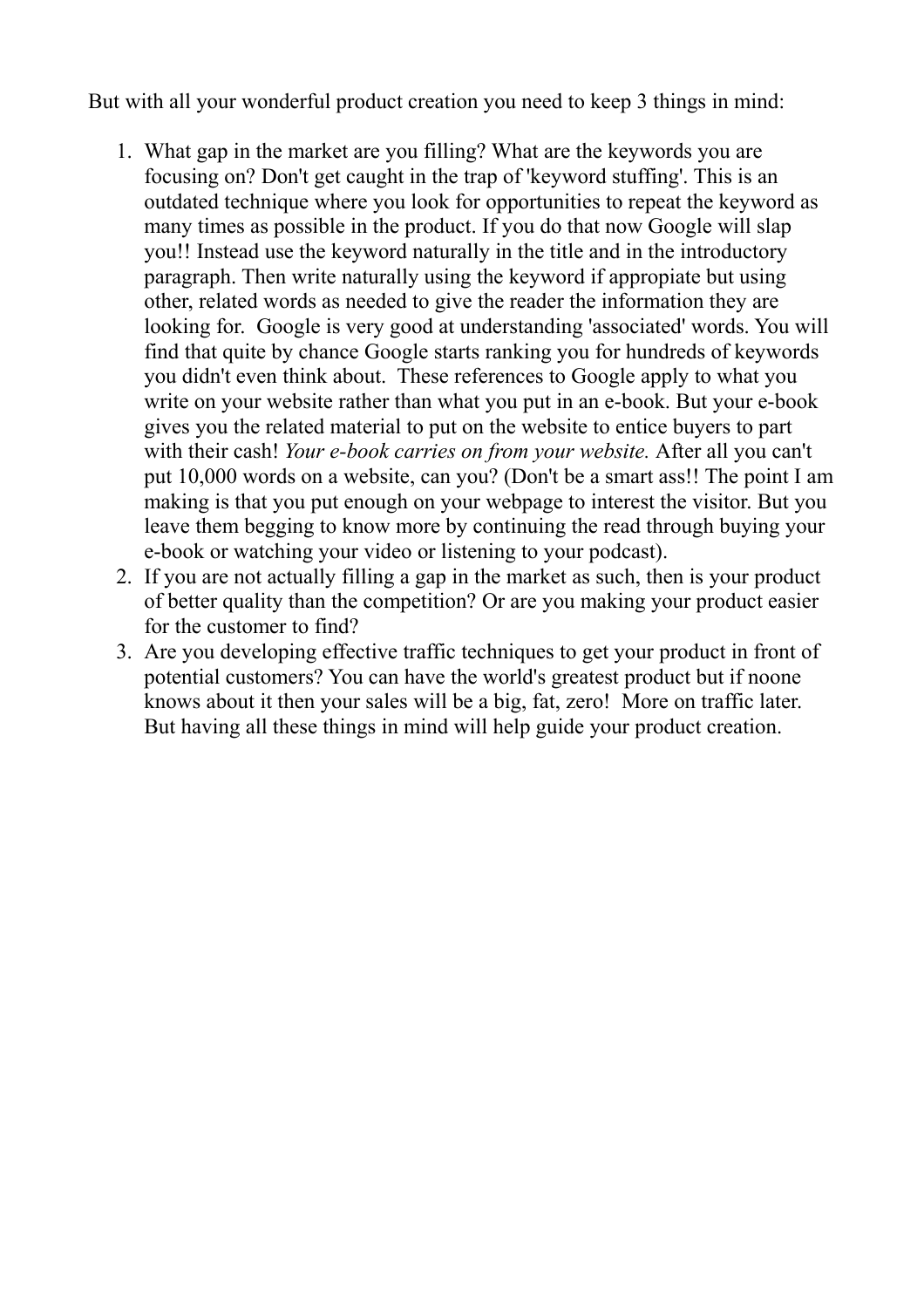But with all your wonderful product creation you need to keep 3 things in mind:

1. What gap in the market are you filling? What are the keywords you are focusing on? Don't get caught in the trap of 'keyword stuffing'. This is an outdated technique where you look for opportunities to repeat the keyword as many times as possible in the product. If you do that now Google will slap you!! Instead use the keyword naturally in the title and in the introductory paragraph. Then write naturally using the keyword if appropiate but using other, related words as needed to give the reader the information they are looking for. Google is very good at understanding 'associated' words. You will find that quite by chance Google starts ranking you for hundreds of keywords you didn't even think about. These references to Google apply to what you write on your website rather than what you put in an e-book. But your e-book gives you the related material to put on the website to entice buyers to part with their cash! *Your e-book carries on from your website.* After all you can't put 10,000 words on a website, can you? (Don't be a smart ass!! The point I am making is that you put enough on your webpage to interest the visitor. But you leave them begging to know more by continuing the read through buying your e-book or watching your video or listening to your podcast).
2. If you are not actually filling a gap in the market as such, then is your product of better quality than the competition? Or are you making your product easier for the customer to find?
3. Are you developing effective traffic techniques to get your product in front of potential customers? You can have the world's greatest product but if noone knows about it then your sales will be a big, fat, zero! More on traffic later. But having all these things in mind will help guide your product creation.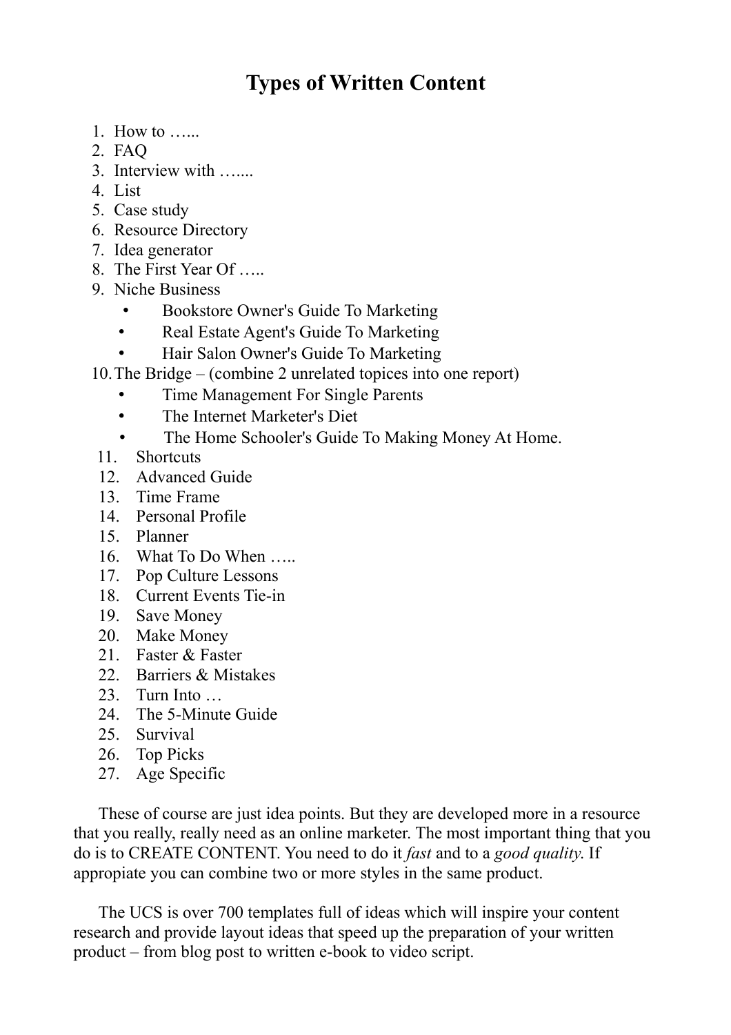# Types of Written Content

1. How to …...
2. FAQ
3. Interview with …....
4. List
5. Case study
6. Resource Directory
7. Idea generator
8. The First Year Of …..
9. Niche Business
   - Bookstore Owner's Guide To Marketing
   - Real Estate Agent's Guide To Marketing
   - Hair Salon Owner's Guide To Marketing
10. The Bridge – (combine 2 unrelated topices into one report)
    - Time Management For Single Parents
    - The Internet Marketer's Diet
    - The Home Schooler's Guide To Making Money At Home.
11. Shortcuts
12. Advanced Guide
13. Time Frame
14. Personal Profile
15. Planner
16. What To Do When …..
17. Pop Culture Lessons
18. Current Events Tie-in
19. Save Money
20. Make Money
21. Faster & Faster
22. Barriers & Mistakes
23. Turn Into …
24. The 5-Minute Guide
25. Survival
26. Top Picks
27. Age Specific

These of course are just idea points. But they are developed more in a resource that you really, really need as an online marketer. The most important thing that you do is to CREATE CONTENT. You need to do it *fast* and to a *good quality*. If appropiate you can combine two or more styles in the same product.

The UCS is over 700 templates full of ideas which will inspire your content research and provide layout ideas that speed up the preparation of your written product – from blog post to written e-book to video script.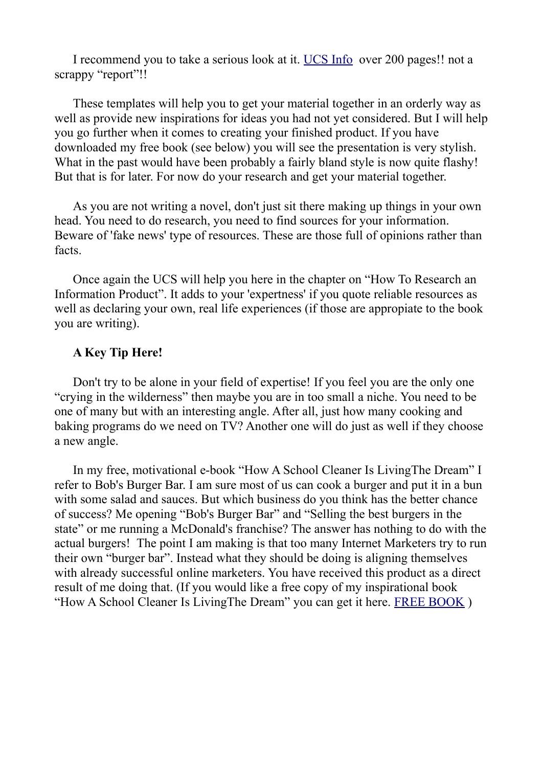I recommend you to take a serious look at it. UCS Info over 200 pages!! not a scrappy "report"!!

These templates will help you to get your material together in an orderly way as well as provide new inspirations for ideas you had not yet considered. But I will help you go further when it comes to creating your finished product. If you have downloaded my free book (see below) you will see the presentation is very stylish. What in the past would have been probably a fairly bland style is now quite flashy! But that is for later. For now do your research and get your material together.

As you are not writing a novel, don't just sit there making up things in your own head. You need to do research, you need to find sources for your information. Beware of 'fake news' type of resources. These are those full of opinions rather than facts.

Once again the UCS will help you here in the chapter on "How To Research an Information Product". It adds to your 'expertness' if you quote reliable resources as well as declaring your own, real life experiences (if those are appropiate to the book you are writing).

**A Key Tip Here!**

Don't try to be alone in your field of expertise! If you feel you are the only one "crying in the wilderness" then maybe you are in too small a niche. You need to be one of many but with an interesting angle. After all, just how many cooking and baking programs do we need on TV? Another one will do just as well if they choose a new angle.

In my free, motivational e-book "How A School Cleaner Is LivingThe Dream" I refer to Bob's Burger Bar. I am sure most of us can cook a burger and put it in a bun with some salad and sauces. But which business do you think has the better chance of success? Me opening "Bob's Burger Bar" and "Selling the best burgers in the state" or me running a McDonald's franchise? The answer has nothing to do with the actual burgers! The point I am making is that too many Internet Marketers try to run their own "burger bar". Instead what they should be doing is aligning themselves with already successful online marketers. You have received this product as a direct result of me doing that. (If you would like a free copy of my inspirational book "How A School Cleaner Is LivingThe Dream" you can get it here. FREE BOOK )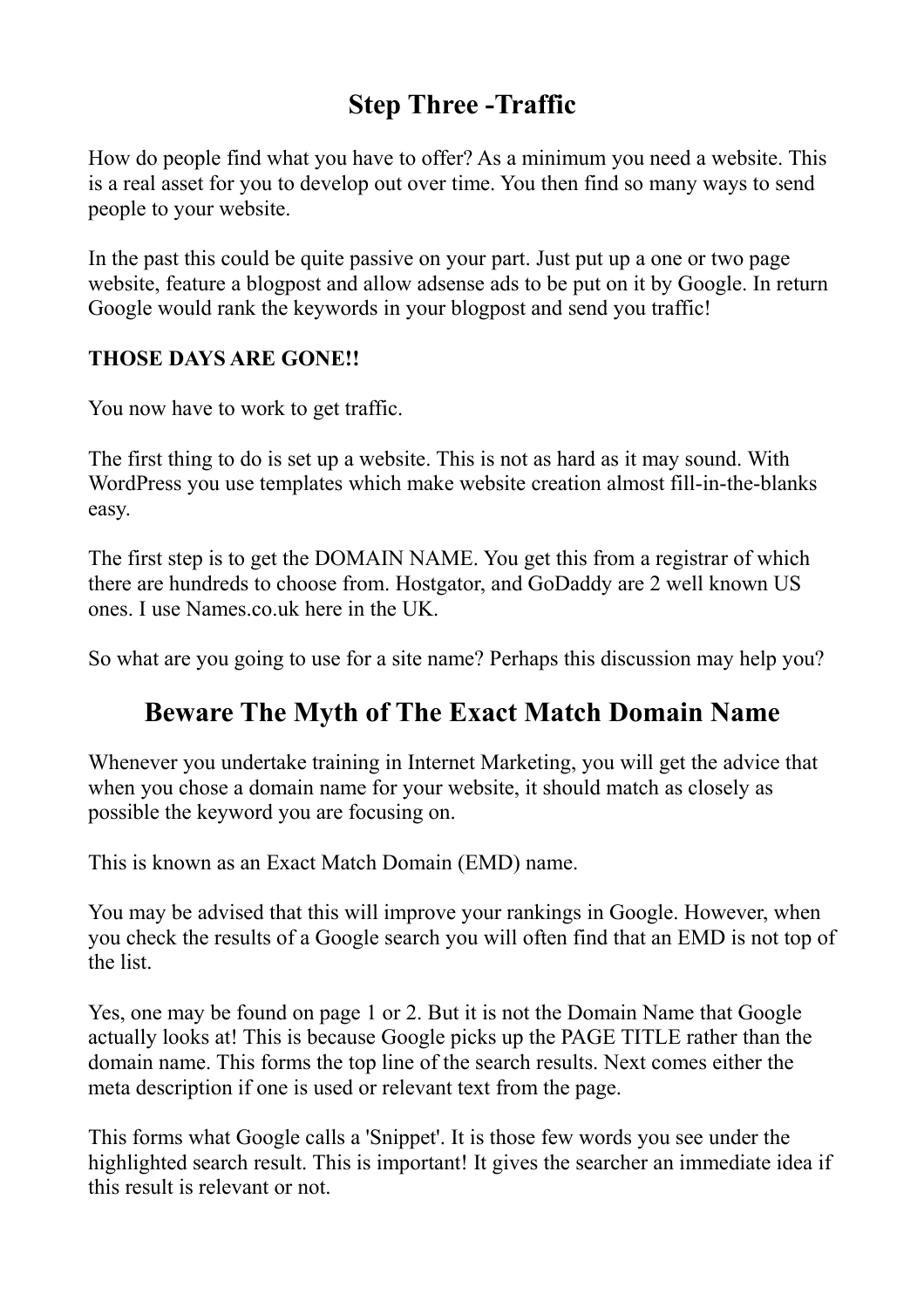## Step Three -Traffic

How do people find what you have to offer? As a minimum you need a website. This is a real asset for you to develop out over time. You then find so many ways to send people to your website.

In the past this could be quite passive on your part. Just put up a one or two page website, feature a blogpost and allow adsense ads to be put on it by Google. In return Google would rank the keywords in your blogpost and send you traffic!

**THOSE DAYS ARE GONE!!**

You now have to work to get traffic.

The first thing to do is set up a website. This is not as hard as it may sound. With WordPress you use templates which make website creation almost fill-in-the-blanks easy.

The first step is to get the DOMAIN NAME. You get this from a registrar of which there are hundreds to choose from. Hostgator, and GoDaddy are 2 well known US ones. I use Names.co.uk here in the UK.

So what are you going to use for a site name? Perhaps this discussion may help you?

## Beware The Myth of The Exact Match Domain Name

Whenever you undertake training in Internet Marketing, you will get the advice that when you chose a domain name for your website, it should match as closely as possible the keyword you are focusing on.

This is known as an Exact Match Domain (EMD) name.

You may be advised that this will improve your rankings in Google. However, when you check the results of a Google search you will often find that an EMD is not top of the list.

Yes, one may be found on page 1 or 2. But it is not the Domain Name that Google actually looks at! This is because Google picks up the PAGE TITLE rather than the domain name. This forms the top line of the search results. Next comes either the meta description if one is used or relevant text from the page.

This forms what Google calls a 'Snippet'. It is those few words you see under the highlighted search result. This is important! It gives the searcher an immediate idea if this result is relevant or not.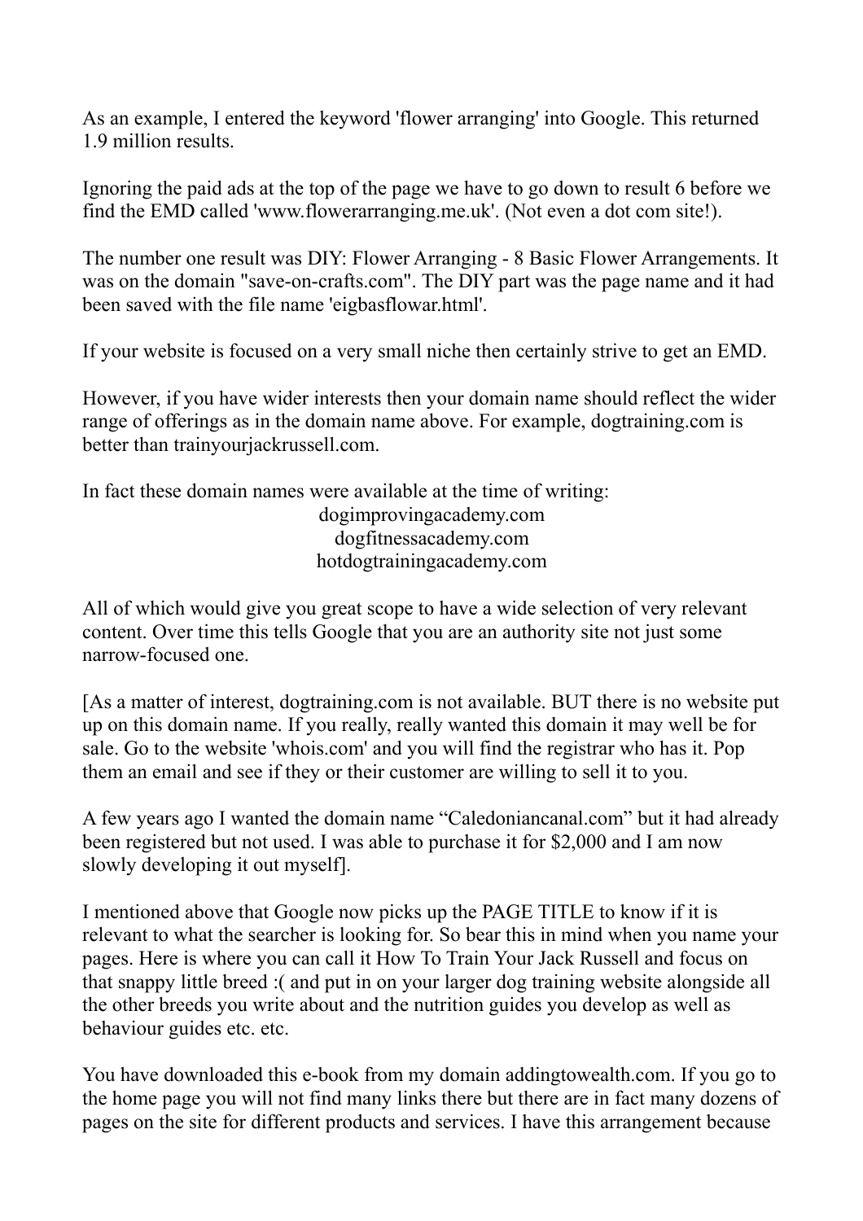As an example, I entered the keyword 'flower arranging' into Google. This returned 1.9 million results.

Ignoring the paid ads at the top of the page we have to go down to result 6 before we find the EMD called 'www.flowerarranging.me.uk'. (Not even a dot com site!).

The number one result was DIY: Flower Arranging - 8 Basic Flower Arrangements. It was on the domain "save-on-crafts.com". The DIY part was the page name and it had been saved with the file name 'eigbasflowar.html'.

If your website is focused on a very small niche then certainly strive to get an EMD.

However, if you have wider interests then your domain name should reflect the wider range of offerings as in the domain name above. For example, dogtraining.com is better than trainyourjackrussell.com.

In fact these domain names were available at the time of writing:

dogimprovingacademy.com
dogfitnessacademy.com
hotdogtrainingacademy.com

All of which would give you great scope to have a wide selection of very relevant content. Over time this tells Google that you are an authority site not just some narrow-focused one.

[As a matter of interest, dogtraining.com is not available. BUT there is no website put up on this domain name. If you really, really wanted this domain it may well be for sale. Go to the website 'whois.com' and you will find the registrar who has it. Pop them an email and see if they or their customer are willing to sell it to you.

A few years ago I wanted the domain name "Caledoniancanal.com" but it had already been registered but not used. I was able to purchase it for $2,000 and I am now slowly developing it out myself].

I mentioned above that Google now picks up the PAGE TITLE to know if it is relevant to what the searcher is looking for. So bear this in mind when you name your pages. Here is where you can call it How To Train Your Jack Russell and focus on that snappy little breed :( and put in on your larger dog training website alongside all the other breeds you write about and the nutrition guides you develop as well as behaviour guides etc. etc.

You have downloaded this e-book from my domain addingtowealth.com. If you go to the home page you will not find many links there but there are in fact many dozens of pages on the site for different products and services. I have this arrangement because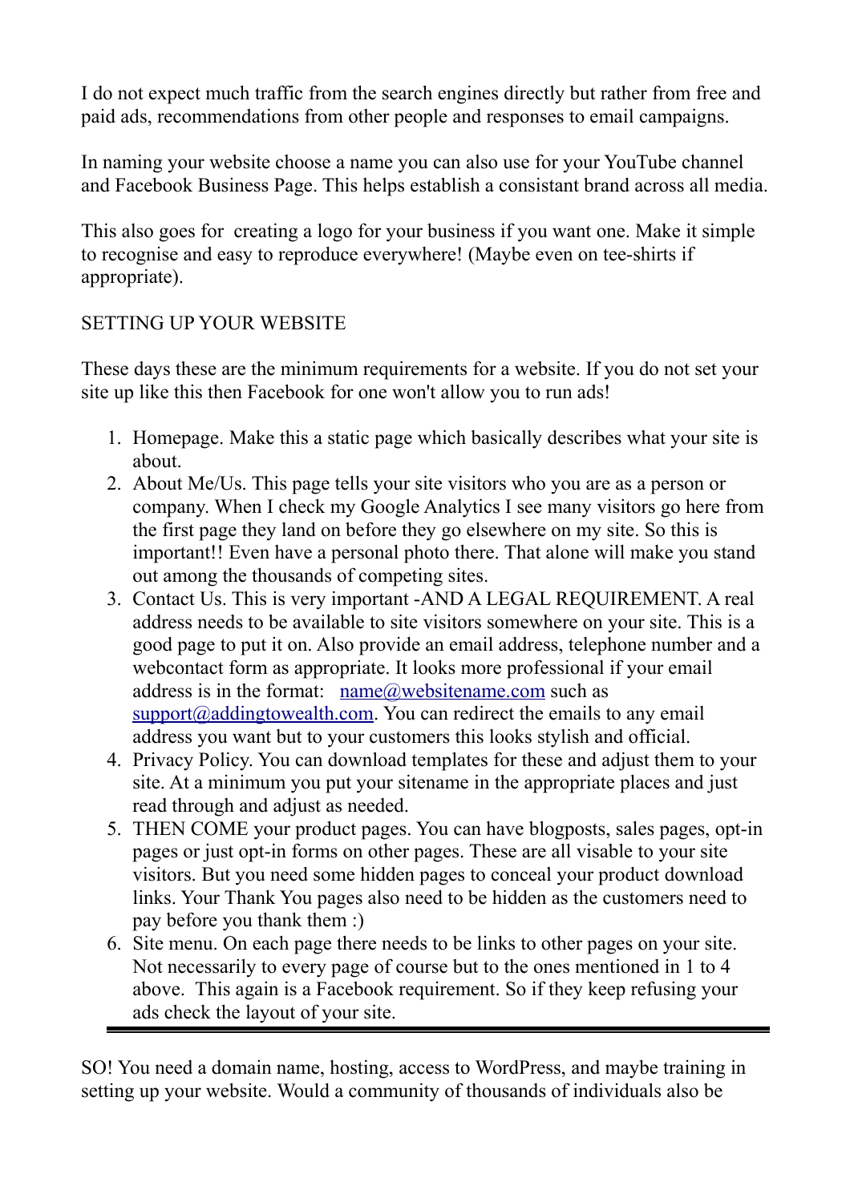I do not expect much traffic from the search engines directly but rather from free and paid ads, recommendations from other people and responses to email campaigns.

In naming your website choose a name you can also use for your YouTube channel and Facebook Business Page. This helps establish a consistant brand across all media.

This also goes for  creating a logo for your business if you want one. Make it simple to recognise and easy to reproduce everywhere! (Maybe even on tee-shirts if appropriate).

## SETTING UP YOUR WEBSITE

These days these are the minimum requirements for a website. If you do not set your site up like this then Facebook for one won't allow you to run ads!

1. Homepage. Make this a static page which basically describes what your site is about.
2. About Me/Us. This page tells your site visitors who you are as a person or company. When I check my Google Analytics I see many visitors go here from the first page they land on before they go elsewhere on my site. So this is important!! Even have a personal photo there. That alone will make you stand out among the thousands of competing sites.
3. Contact Us. This is very important -AND A LEGAL REQUIREMENT. A real address needs to be available to site visitors somewhere on your site. This is a good page to put it on. Also provide an email address, telephone number and a webcontact form as appropriate. It looks more professional if your email address is in the format:   name@websitename.com such as support@addingtowealth.com. You can redirect the emails to any email address you want but to your customers this looks stylish and official.
4. Privacy Policy. You can download templates for these and adjust them to your site. At a minimum you put your sitename in the appropriate places and just read through and adjust as needed.
5. THEN COME your product pages. You can have blogposts, sales pages, opt-in pages or just opt-in forms on other pages. These are all visable to your site visitors. But you need some hidden pages to conceal your product download links. Your Thank You pages also need to be hidden as the customers need to pay before you thank them :)
6. Site menu. On each page there needs to be links to other pages on your site. Not necessarily to every page of course but to the ones mentioned in 1 to 4 above.  This again is a Facebook requirement. So if they keep refusing your ads check the layout of your site.

---

SO! You need a domain name, hosting, access to WordPress, and maybe training in setting up your website. Would a community of thousands of individuals also be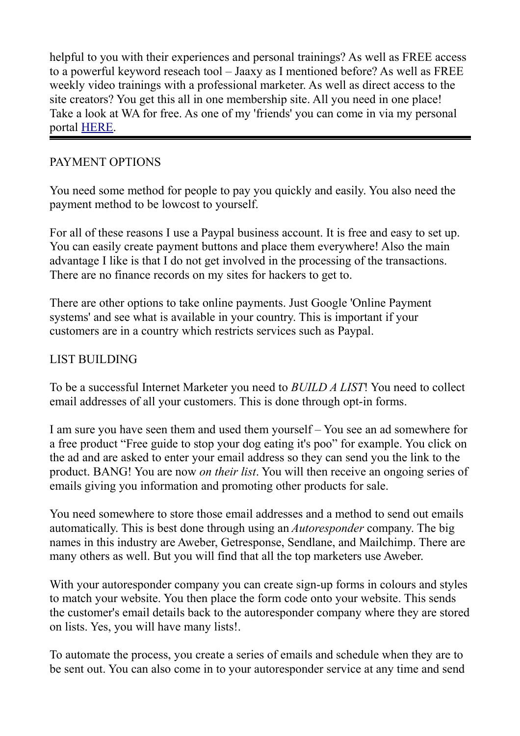helpful to you with their experiences and personal trainings? As well as FREE access to a powerful keyword reseach tool – Jaaxy as I mentioned before? As well as FREE weekly video trainings with a professional marketer. As well as direct access to the site creators? You get this all in one membership site. All you need in one place! Take a look at WA for free. As one of my 'friends' you can come in via my personal portal HERE.

---

PAYMENT OPTIONS

You need some method for people to pay you quickly and easily. You also need the payment method to be lowcost to yourself.

For all of these reasons I use a Paypal business account. It is free and easy to set up. You can easily create payment buttons and place them everywhere! Also the main advantage I like is that I do not get involved in the processing of the transactions. There are no finance records on my sites for hackers to get to.

There are other options to take online payments. Just Google 'Online Payment systems' and see what is available in your country. This is important if your customers are in a country which restricts services such as Paypal.

LIST BUILDING

To be a successful Internet Marketer you need to *BUILD A LIST*! You need to collect email addresses of all your customers. This is done through opt-in forms.

I am sure you have seen them and used them yourself – You see an ad somewhere for a free product “Free guide to stop your dog eating it's poo” for example. You click on the ad and are asked to enter your email address so they can send you the link to the product. BANG! You are now *on their list*. You will then receive an ongoing series of emails giving you information and promoting other products for sale.

You need somewhere to store those email addresses and a method to send out emails automatically. This is best done through using an *Autoresponder* company. The big names in this industry are Aweber, Getresponse, Sendlane, and Mailchimp. There are many others as well. But you will find that all the top marketers use Aweber.

With your autoresponder company you can create sign-up forms in colours and styles to match your website. You then place the form code onto your website. This sends the customer's email details back to the autoresponder company where they are stored on lists. Yes, you will have many lists!.

To automate the process, you create a series of emails and schedule when they are to be sent out. You can also come in to your autoresponder service at any time and send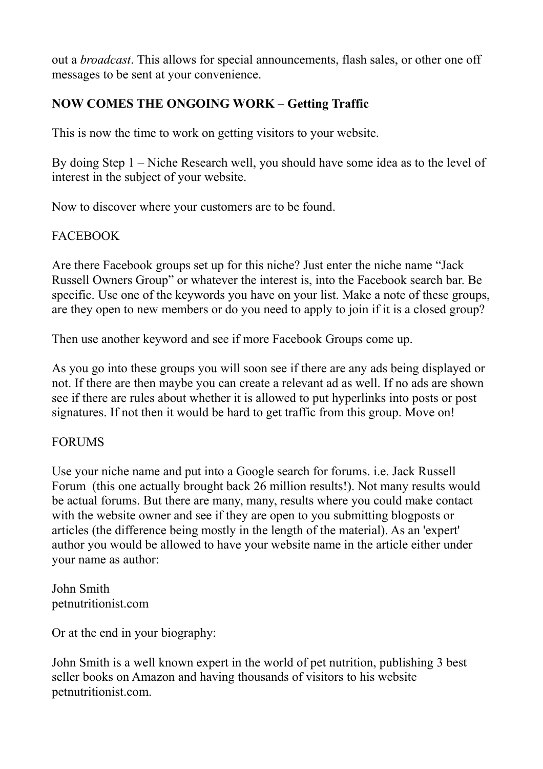out a *broadcast*. This allows for special announcements, flash sales, or other one off messages to be sent at your convenience.

**NOW COMES THE ONGOING WORK – Getting Traffic**

This is now the time to work on getting visitors to your website.

By doing Step 1 – Niche Research well, you should have some idea as to the level of interest in the subject of your website.

Now to discover where your customers are to be found.

FACEBOOK

Are there Facebook groups set up for this niche? Just enter the niche name "Jack Russell Owners Group" or whatever the interest is, into the Facebook search bar. Be specific. Use one of the keywords you have on your list. Make a note of these groups, are they open to new members or do you need to apply to join if it is a closed group?

Then use another keyword and see if more Facebook Groups come up.

As you go into these groups you will soon see if there are any ads being displayed or not. If there are then maybe you can create a relevant ad as well. If no ads are shown see if there are rules about whether it is allowed to put hyperlinks into posts or post signatures. If not then it would be hard to get traffic from this group. Move on!

FORUMS

Use your niche name and put into a Google search for forums. i.e. Jack Russell Forum (this one actually brought back 26 million results!). Not many results would be actual forums. But there are many, many, results where you could make contact with the website owner and see if they are open to you submitting blogposts or articles (the difference being mostly in the length of the material). As an 'expert' author you would be allowed to have your website name in the article either under your name as author:

John Smith
petnutritionist.com

Or at the end in your biography:

John Smith is a well known expert in the world of pet nutrition, publishing 3 best seller books on Amazon and having thousands of visitors to his website petnutritionist.com.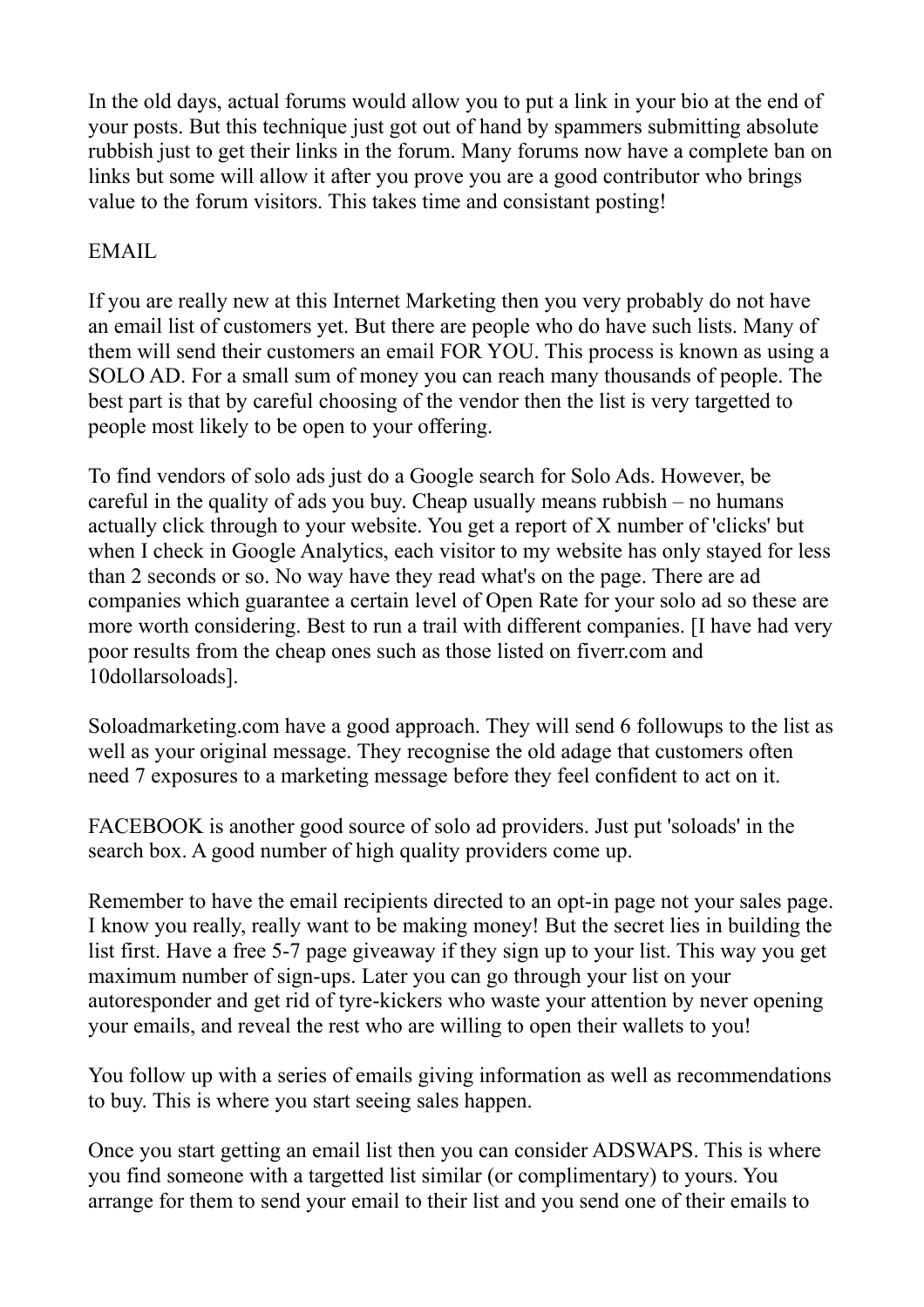In the old days, actual forums would allow you to put a link in your bio at the end of your posts. But this technique just got out of hand by spammers submitting absolute rubbish just to get their links in the forum. Many forums now have a complete ban on links but some will allow it after you prove you are a good contributor who brings value to the forum visitors. This takes time and consistant posting!

## EMAIL

If you are really new at this Internet Marketing then you very probably do not have an email list of customers yet. But there are people who do have such lists. Many of them will send their customers an email FOR YOU. This process is known as using a SOLO AD. For a small sum of money you can reach many thousands of people. The best part is that by careful choosing of the vendor then the list is very targetted to people most likely to be open to your offering.

To find vendors of solo ads just do a Google search for Solo Ads. However, be careful in the quality of ads you buy. Cheap usually means rubbish – no humans actually click through to your website. You get a report of X number of 'clicks' but when I check in Google Analytics, each visitor to my website has only stayed for less than 2 seconds or so. No way have they read what's on the page. There are ad companies which guarantee a certain level of Open Rate for your solo ad so these are more worth considering. Best to run a trail with different companies. [I have had very poor results from the cheap ones such as those listed on fiverr.com and 10dollarsoloads].

Soloadmarketing.com have a good approach. They will send 6 followups to the list as well as your original message. They recognise the old adage that customers often need 7 exposures to a marketing message before they feel confident to act on it.

FACEBOOK is another good source of solo ad providers. Just put 'soloads' in the search box. A good number of high quality providers come up.

Remember to have the email recipients directed to an opt-in page not your sales page. I know you really, really want to be making money! But the secret lies in building the list first. Have a free 5-7 page giveaway if they sign up to your list. This way you get maximum number of sign-ups. Later you can go through your list on your autoresponder and get rid of tyre-kickers who waste your attention by never opening your emails, and reveal the rest who are willing to open their wallets to you!

You follow up with a series of emails giving information as well as recommendations to buy. This is where you start seeing sales happen.

Once you start getting an email list then you can consider ADSWAPS. This is where you find someone with a targetted list similar (or complimentary) to yours. You arrange for them to send your email to their list and you send one of their emails to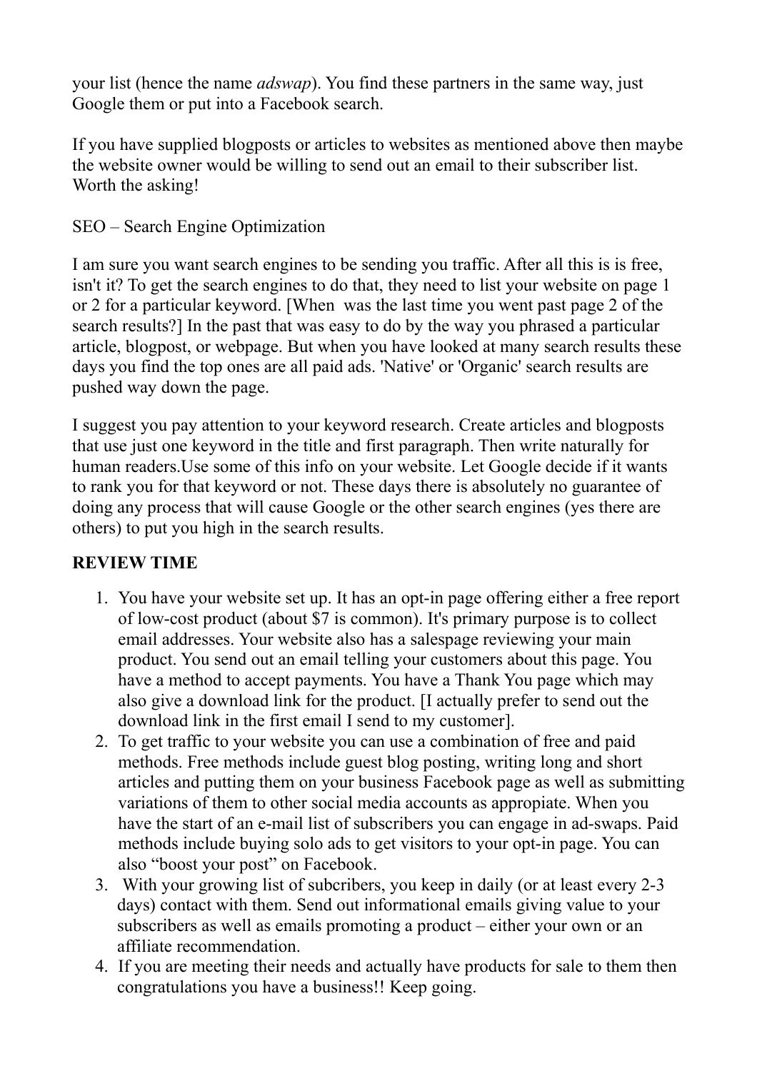your list (hence the name *adswap*). You find these partners in the same way, just Google them or put into a Facebook search.

If you have supplied blogposts or articles to websites as mentioned above then maybe the website owner would be willing to send out an email to their subscriber list. Worth the asking!

SEO – Search Engine Optimization

I am sure you want search engines to be sending you traffic. After all this is is free, isn't it? To get the search engines to do that, they need to list your website on page 1 or 2 for a particular keyword. [When was the last time you went past page 2 of the search results?] In the past that was easy to do by the way you phrased a particular article, blogpost, or webpage. But when you have looked at many search results these days you find the top ones are all paid ads. 'Native' or 'Organic' search results are pushed way down the page.

I suggest you pay attention to your keyword research. Create articles and blogposts that use just one keyword in the title and first paragraph. Then write naturally for human readers.Use some of this info on your website. Let Google decide if it wants to rank you for that keyword or not. These days there is absolutely no guarantee of doing any process that will cause Google or the other search engines (yes there are others) to put you high in the search results.

**REVIEW TIME**

1. You have your website set up. It has an opt-in page offering either a free report of low-cost product (about $7 is common). It's primary purpose is to collect email addresses. Your website also has a salespage reviewing your main product. You send out an email telling your customers about this page. You have a method to accept payments. You have a Thank You page which may also give a download link for the product. [I actually prefer to send out the download link in the first email I send to my customer].
2. To get traffic to your website you can use a combination of free and paid methods. Free methods include guest blog posting, writing long and short articles and putting them on your business Facebook page as well as submitting variations of them to other social media accounts as appropiate. When you have the start of an e-mail list of subscribers you can engage in ad-swaps. Paid methods include buying solo ads to get visitors to your opt-in page. You can also "boost your post" on Facebook.
3. With your growing list of subcribers, you keep in daily (or at least every 2-3 days) contact with them. Send out informational emails giving value to your subscribers as well as emails promoting a product – either your own or an affiliate recommendation.
4. If you are meeting their needs and actually have products for sale to them then congratulations you have a business!! Keep going.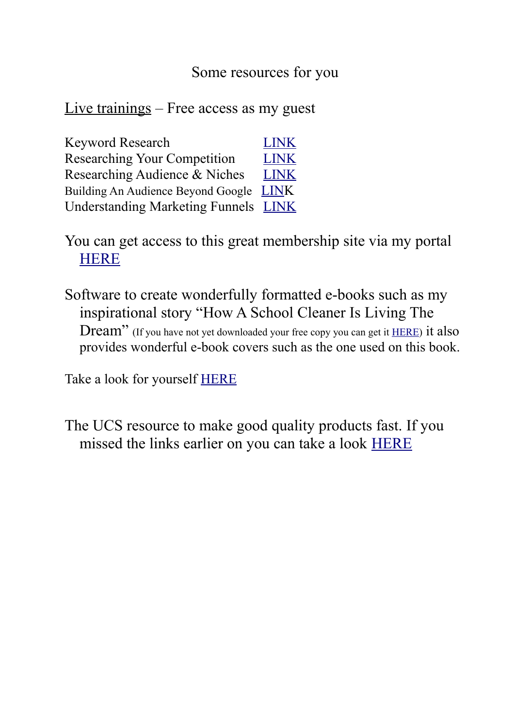## Some resources for you

Live trainings – Free access as my guest

| | |
|---|---|
| Keyword Research | LINK |
| Researching Your Competition | LINK |
| Researching Audience & Niches | LINK |
| Building An Audience Beyond Google | LINK |
| Understanding Marketing Funnels | LINK |

You can get access to this great membership site via my portal HERE

Software to create wonderfully formatted e-books such as my inspirational story "How A School Cleaner Is Living The Dream" (If you have not yet downloaded your free copy you can get it HERE) it also provides wonderful e-book covers such as the one used on this book.

Take a look for yourself HERE

The UCS resource to make good quality products fast. If you missed the links earlier on you can take a look HERE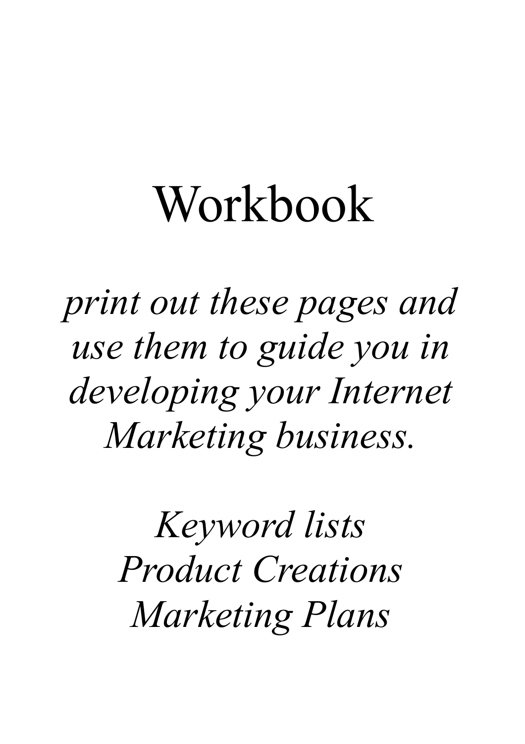# Workbook

*print out these pages and use them to guide you in developing your Internet Marketing business.*

*Keyword lists*
*Product Creations*
*Marketing Plans*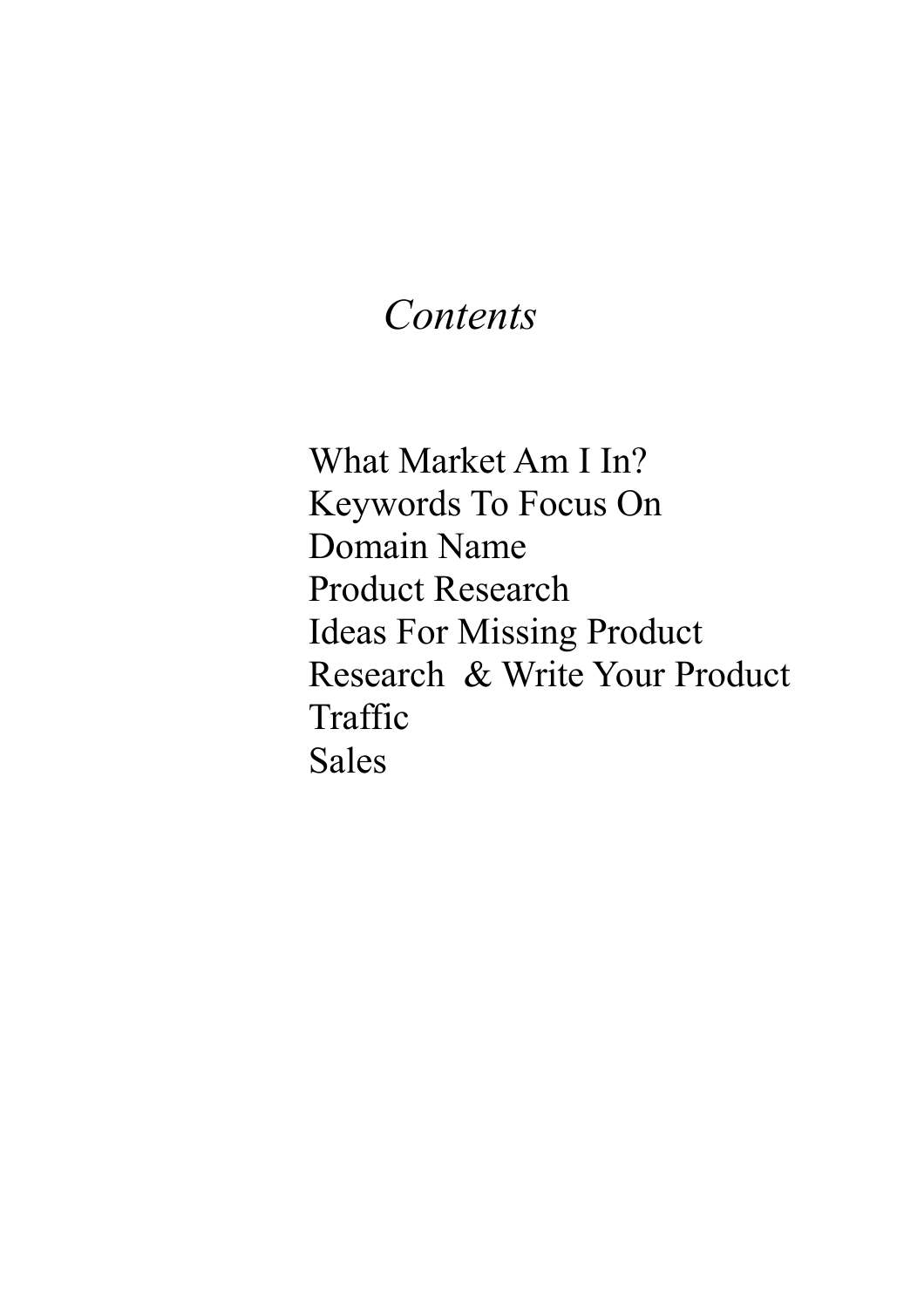# *Contents*

What Market Am I In?
Keywords To Focus On
Domain Name
Product Research
Ideas For Missing Product
Research & Write Your Product
Traffic
Sales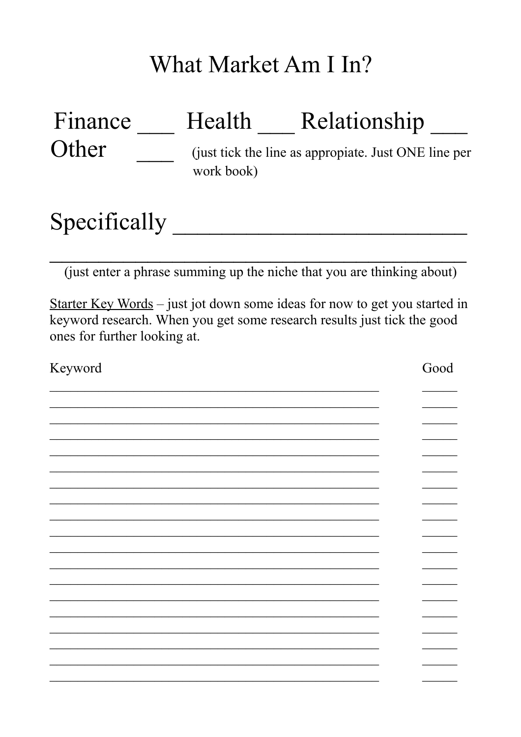# What Market Am I In?

Finance ___ Health ___ Relationship ___

Other ____ (just tick the line as appropiate. Just ONE line per work book)

Specifically ________________________

________________________________________

(just enter a phrase summing up the niche that you are thinking about)

Starter Key Words – just jot down some ideas for now to get you started in keyword research. When you get some research results just tick the good ones for further looking at.

| Keyword | Good |
|---|---|
| ______________________________________ | _____ |
| ______________________________________ | _____ |
| ______________________________________ | _____ |
| ______________________________________ | _____ |
| ______________________________________ | _____ |
| ______________________________________ | _____ |
| ______________________________________ | _____ |
| ______________________________________ | _____ |
| ______________________________________ | _____ |
| ______________________________________ | _____ |
| ______________________________________ | _____ |
| ______________________________________ | _____ |
| ______________________________________ | _____ |
| ______________________________________ | _____ |
| ______________________________________ | _____ |
| ______________________________________ | _____ |
| ______________________________________ | _____ |
| ______________________________________ | _____ |
| ______________________________________ | _____ |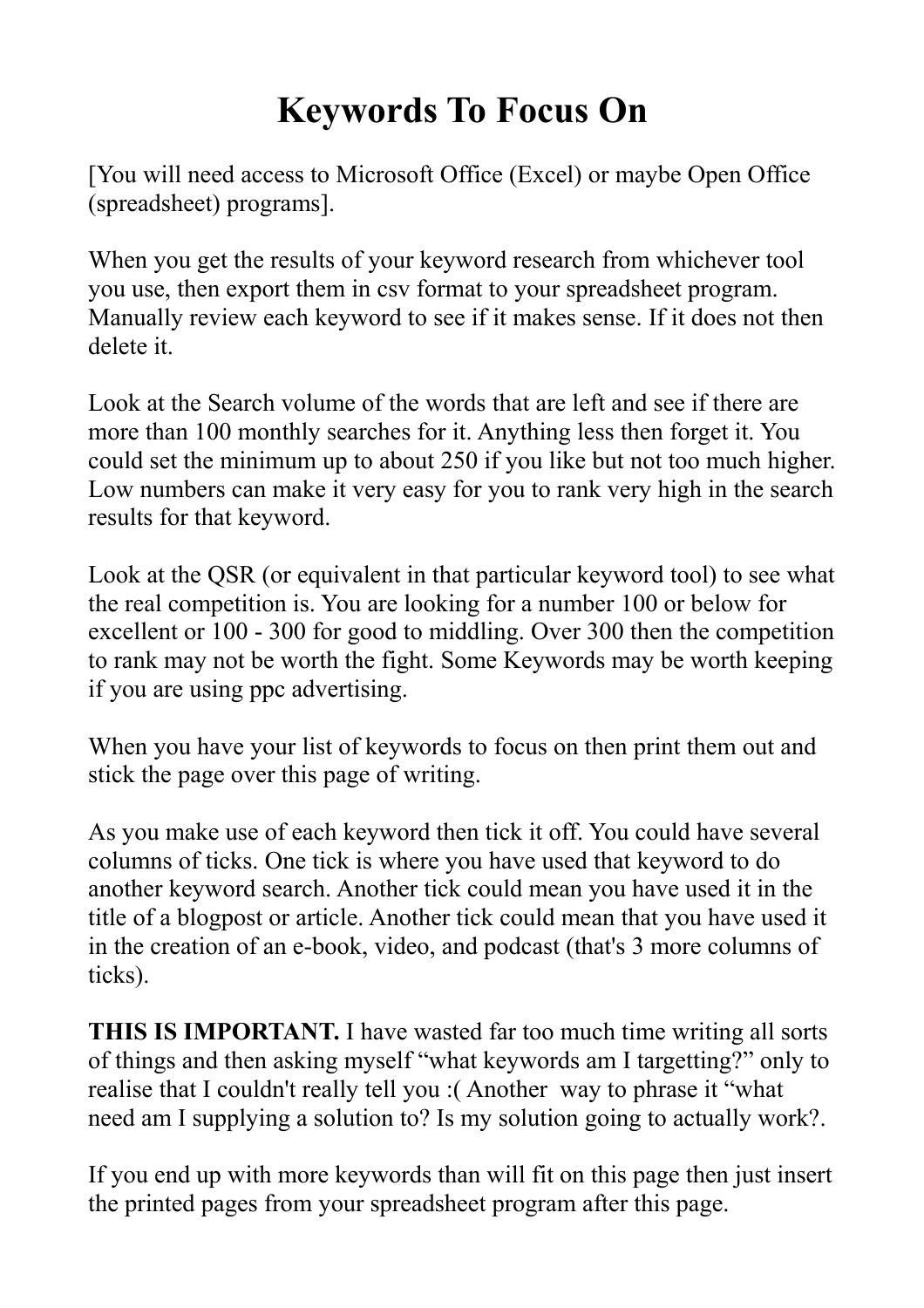# Keywords To Focus On

[You will need access to Microsoft Office (Excel) or maybe Open Office (spreadsheet) programs].

When you get the results of your keyword research from whichever tool you use, then export them in csv format to your spreadsheet program. Manually review each keyword to see if it makes sense. If it does not then delete it.

Look at the Search volume of the words that are left and see if there are more than 100 monthly searches for it. Anything less then forget it. You could set the minimum up to about 250 if you like but not too much higher. Low numbers can make it very easy for you to rank very high in the search results for that keyword.

Look at the QSR (or equivalent in that particular keyword tool) to see what the real competition is. You are looking for a number 100 or below for excellent or 100 - 300 for good to middling. Over 300 then the competition to rank may not be worth the fight. Some Keywords may be worth keeping if you are using ppc advertising.

When you have your list of keywords to focus on then print them out and stick the page over this page of writing.

As you make use of each keyword then tick it off. You could have several columns of ticks. One tick is where you have used that keyword to do another keyword search. Another tick could mean you have used it in the title of a blogpost or article. Another tick could mean that you have used it in the creation of an e-book, video, and podcast (that's 3 more columns of ticks).

**THIS IS IMPORTANT.** I have wasted far too much time writing all sorts of things and then asking myself “what keywords am I targetting?” only to realise that I couldn't really tell you :( Another way to phrase it “what need am I supplying a solution to? Is my solution going to actually work?.

If you end up with more keywords than will fit on this page then just insert the printed pages from your spreadsheet program after this page.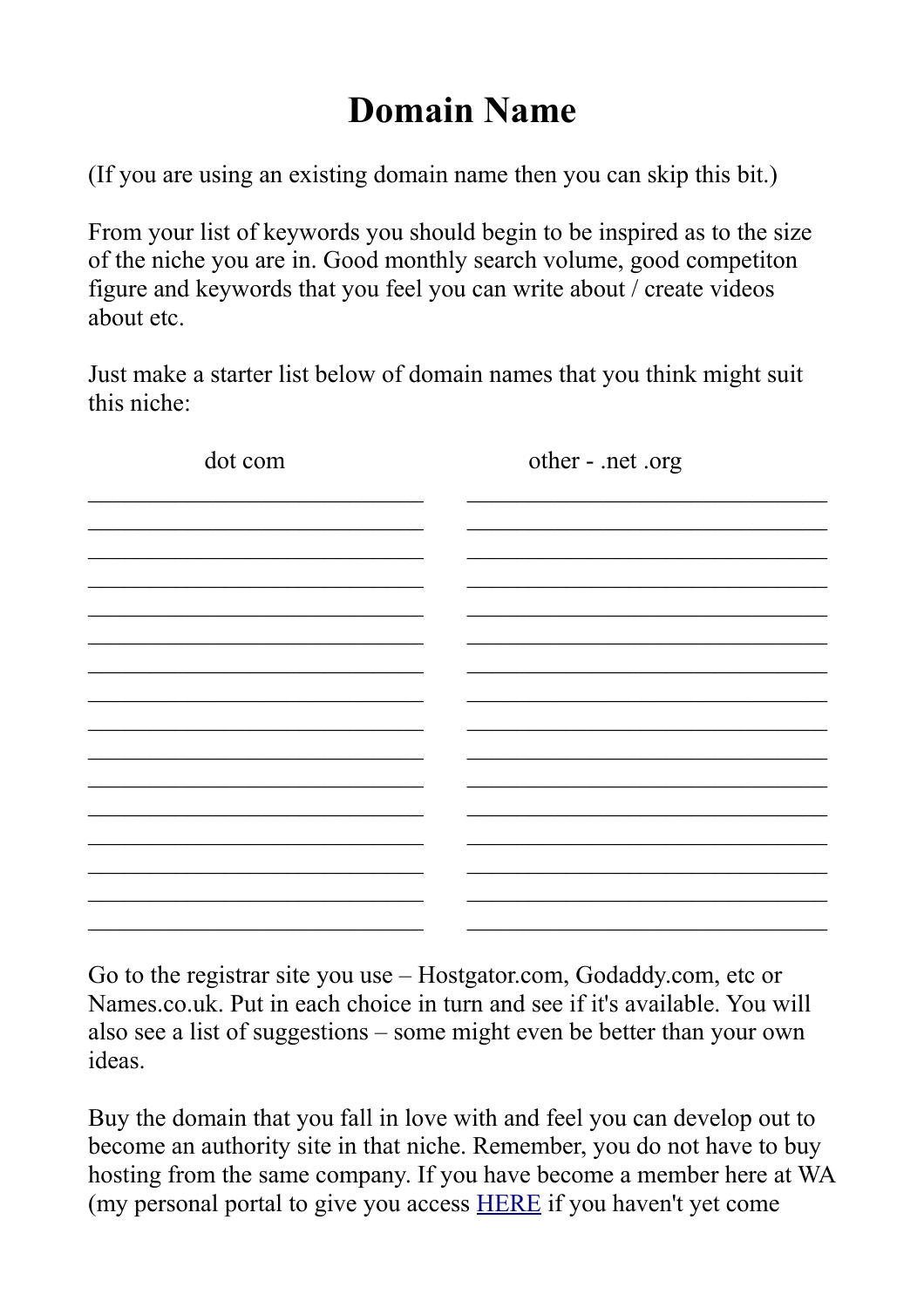# Domain Name

(If you are using an existing domain name then you can skip this bit.)

From your list of keywords you should begin to be inspired as to the size of the niche you are in. Good monthly search volume, good competiton figure and keywords that you feel you can write about / create videos about etc.

Just make a starter list below of domain names that you think might suit this niche:

| dot com | other - .net .org |
| --- | --- |
| ______________________________ | ______________________________ |
| ______________________________ | ______________________________ |
| ______________________________ | ______________________________ |
| ______________________________ | ______________________________ |
| ______________________________ | ______________________________ |
| ______________________________ | ______________________________ |
| ______________________________ | ______________________________ |
| ______________________________ | ______________________________ |
| ______________________________ | ______________________________ |
| ______________________________ | ______________________________ |
| ______________________________ | ______________________________ |
| ______________________________ | ______________________________ |
| ______________________________ | ______________________________ |
| ______________________________ | ______________________________ |
| ______________________________ | ______________________________ |
| ______________________________ | ______________________________ |

Go to the registrar site you use – Hostgator.com, Godaddy.com, etc or Names.co.uk. Put in each choice in turn and see if it's available. You will also see a list of suggestions – some might even be better than your own ideas.

Buy the domain that you fall in love with and feel you can develop out to become an authority site in that niche. Remember, you do not have to buy hosting from the same company. If you have become a member here at WA (my personal portal to give you access [HERE]() if you haven't yet come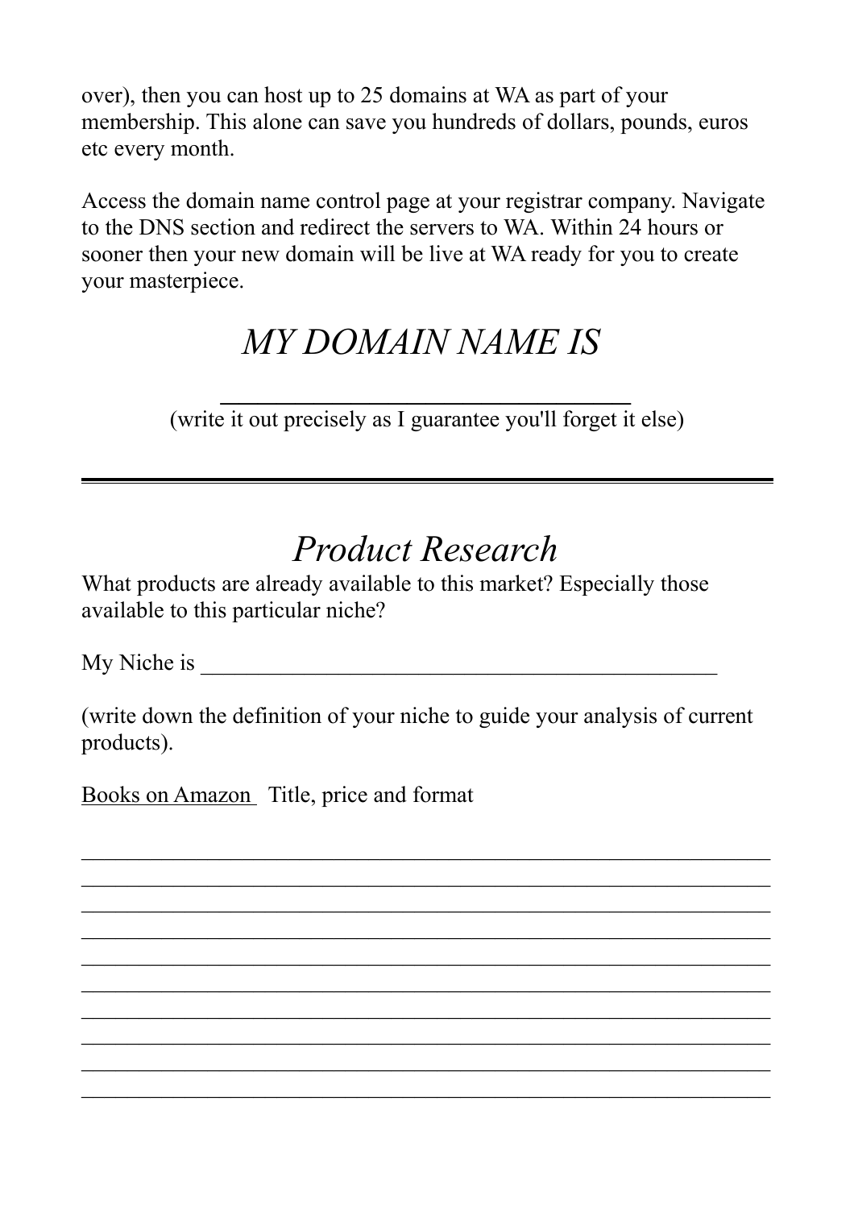over), then you can host up to 25 domains at WA as part of your membership. This alone can save you hundreds of dollars, pounds, euros etc every month.

Access the domain name control page at your registrar company. Navigate to the DNS section and redirect the servers to WA. Within 24 hours or sooner then your new domain will be live at WA ready for you to create your masterpiece.

## *MY DOMAIN NAME IS*

\_\_\_\_\_\_\_\_\_\_\_\_\_\_\_\_\_\_\_\_\_\_\_\_\_\_\_\_\_\_\_\_\_\_

(write it out precisely as I guarantee you'll forget it else)

---

## *Product Research*

What products are already available to this market? Especially those available to this particular niche?

My Niche is \_\_\_\_\_\_\_\_\_\_\_\_\_\_\_\_\_\_\_\_\_\_\_\_\_\_\_\_\_\_\_\_\_\_\_\_\_\_\_\_\_\_\_\_\_\_\_\_

(write down the definition of your niche to guide your analysis of current products).

<u>Books on Amazon</u> Title, price and format

\_\_\_\_\_\_\_\_\_\_\_\_\_\_\_\_\_\_\_\_\_\_\_\_\_\_\_\_\_\_\_\_\_\_\_\_\_\_\_\_\_\_\_\_\_\_\_\_\_\_\_\_\_\_\_\_\_\_\_\_\_\_\_\_

\_\_\_\_\_\_\_\_\_\_\_\_\_\_\_\_\_\_\_\_\_\_\_\_\_\_\_\_\_\_\_\_\_\_\_\_\_\_\_\_\_\_\_\_\_\_\_\_\_\_\_\_\_\_\_\_\_\_\_\_\_\_\_\_

\_\_\_\_\_\_\_\_\_\_\_\_\_\_\_\_\_\_\_\_\_\_\_\_\_\_\_\_\_\_\_\_\_\_\_\_\_\_\_\_\_\_\_\_\_\_\_\_\_\_\_\_\_\_\_\_\_\_\_\_\_\_\_\_

\_\_\_\_\_\_\_\_\_\_\_\_\_\_\_\_\_\_\_\_\_\_\_\_\_\_\_\_\_\_\_\_\_\_\_\_\_\_\_\_\_\_\_\_\_\_\_\_\_\_\_\_\_\_\_\_\_\_\_\_\_\_\_\_

\_\_\_\_\_\_\_\_\_\_\_\_\_\_\_\_\_\_\_\_\_\_\_\_\_\_\_\_\_\_\_\_\_\_\_\_\_\_\_\_\_\_\_\_\_\_\_\_\_\_\_\_\_\_\_\_\_\_\_\_\_\_\_\_

\_\_\_\_\_\_\_\_\_\_\_\_\_\_\_\_\_\_\_\_\_\_\_\_\_\_\_\_\_\_\_\_\_\_\_\_\_\_\_\_\_\_\_\_\_\_\_\_\_\_\_\_\_\_\_\_\_\_\_\_\_\_\_\_

\_\_\_\_\_\_\_\_\_\_\_\_\_\_\_\_\_\_\_\_\_\_\_\_\_\_\_\_\_\_\_\_\_\_\_\_\_\_\_\_\_\_\_\_\_\_\_\_\_\_\_\_\_\_\_\_\_\_\_\_\_\_\_\_

\_\_\_\_\_\_\_\_\_\_\_\_\_\_\_\_\_\_\_\_\_\_\_\_\_\_\_\_\_\_\_\_\_\_\_\_\_\_\_\_\_\_\_\_\_\_\_\_\_\_\_\_\_\_\_\_\_\_\_\_\_\_\_\_

\_\_\_\_\_\_\_\_\_\_\_\_\_\_\_\_\_\_\_\_\_\_\_\_\_\_\_\_\_\_\_\_\_\_\_\_\_\_\_\_\_\_\_\_\_\_\_\_\_\_\_\_\_\_\_\_\_\_\_\_\_\_\_\_

\_\_\_\_\_\_\_\_\_\_\_\_\_\_\_\_\_\_\_\_\_\_\_\_\_\_\_\_\_\_\_\_\_\_\_\_\_\_\_\_\_\_\_\_\_\_\_\_\_\_\_\_\_\_\_\_\_\_\_\_\_\_\_\_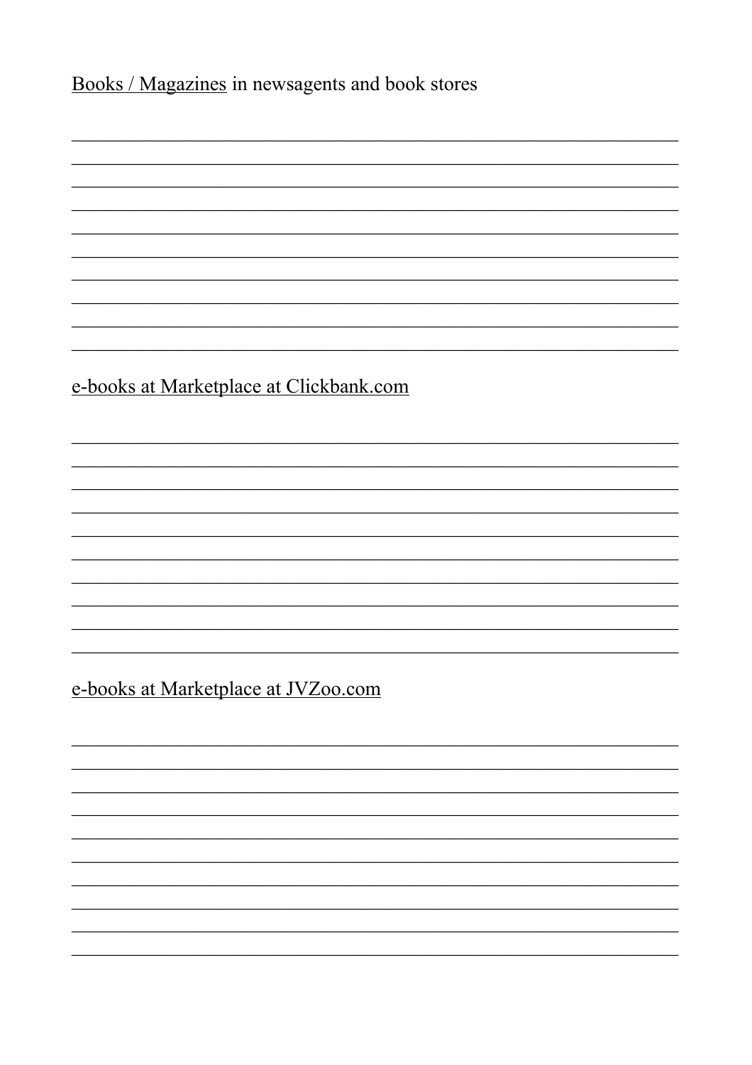<u>Books / Magazines</u> in newsagents and book stores

\_\_\_\_\_\_\_\_\_\_\_\_\_\_\_\_\_\_\_\_\_\_\_\_\_\_\_\_\_\_\_\_\_\_\_\_\_\_\_\_\_\_\_\_\_\_\_\_\_\_\_\_\_\_\_\_\_\_\_\_\_\_\_\_\_\_

\_\_\_\_\_\_\_\_\_\_\_\_\_\_\_\_\_\_\_\_\_\_\_\_\_\_\_\_\_\_\_\_\_\_\_\_\_\_\_\_\_\_\_\_\_\_\_\_\_\_\_\_\_\_\_\_\_\_\_\_\_\_\_\_\_\_

\_\_\_\_\_\_\_\_\_\_\_\_\_\_\_\_\_\_\_\_\_\_\_\_\_\_\_\_\_\_\_\_\_\_\_\_\_\_\_\_\_\_\_\_\_\_\_\_\_\_\_\_\_\_\_\_\_\_\_\_\_\_\_\_\_\_

\_\_\_\_\_\_\_\_\_\_\_\_\_\_\_\_\_\_\_\_\_\_\_\_\_\_\_\_\_\_\_\_\_\_\_\_\_\_\_\_\_\_\_\_\_\_\_\_\_\_\_\_\_\_\_\_\_\_\_\_\_\_\_\_\_\_

\_\_\_\_\_\_\_\_\_\_\_\_\_\_\_\_\_\_\_\_\_\_\_\_\_\_\_\_\_\_\_\_\_\_\_\_\_\_\_\_\_\_\_\_\_\_\_\_\_\_\_\_\_\_\_\_\_\_\_\_\_\_\_\_\_\_

\_\_\_\_\_\_\_\_\_\_\_\_\_\_\_\_\_\_\_\_\_\_\_\_\_\_\_\_\_\_\_\_\_\_\_\_\_\_\_\_\_\_\_\_\_\_\_\_\_\_\_\_\_\_\_\_\_\_\_\_\_\_\_\_\_\_

\_\_\_\_\_\_\_\_\_\_\_\_\_\_\_\_\_\_\_\_\_\_\_\_\_\_\_\_\_\_\_\_\_\_\_\_\_\_\_\_\_\_\_\_\_\_\_\_\_\_\_\_\_\_\_\_\_\_\_\_\_\_\_\_\_\_

\_\_\_\_\_\_\_\_\_\_\_\_\_\_\_\_\_\_\_\_\_\_\_\_\_\_\_\_\_\_\_\_\_\_\_\_\_\_\_\_\_\_\_\_\_\_\_\_\_\_\_\_\_\_\_\_\_\_\_\_\_\_\_\_\_\_

\_\_\_\_\_\_\_\_\_\_\_\_\_\_\_\_\_\_\_\_\_\_\_\_\_\_\_\_\_\_\_\_\_\_\_\_\_\_\_\_\_\_\_\_\_\_\_\_\_\_\_\_\_\_\_\_\_\_\_\_\_\_\_\_\_\_

\_\_\_\_\_\_\_\_\_\_\_\_\_\_\_\_\_\_\_\_\_\_\_\_\_\_\_\_\_\_\_\_\_\_\_\_\_\_\_\_\_\_\_\_\_\_\_\_\_\_\_\_\_\_\_\_\_\_\_\_\_\_\_\_\_\_

<u>e-books at Marketplace at Clickbank.com</u>

\_\_\_\_\_\_\_\_\_\_\_\_\_\_\_\_\_\_\_\_\_\_\_\_\_\_\_\_\_\_\_\_\_\_\_\_\_\_\_\_\_\_\_\_\_\_\_\_\_\_\_\_\_\_\_\_\_\_\_\_\_\_\_\_\_\_

\_\_\_\_\_\_\_\_\_\_\_\_\_\_\_\_\_\_\_\_\_\_\_\_\_\_\_\_\_\_\_\_\_\_\_\_\_\_\_\_\_\_\_\_\_\_\_\_\_\_\_\_\_\_\_\_\_\_\_\_\_\_\_\_\_\_

\_\_\_\_\_\_\_\_\_\_\_\_\_\_\_\_\_\_\_\_\_\_\_\_\_\_\_\_\_\_\_\_\_\_\_\_\_\_\_\_\_\_\_\_\_\_\_\_\_\_\_\_\_\_\_\_\_\_\_\_\_\_\_\_\_\_

\_\_\_\_\_\_\_\_\_\_\_\_\_\_\_\_\_\_\_\_\_\_\_\_\_\_\_\_\_\_\_\_\_\_\_\_\_\_\_\_\_\_\_\_\_\_\_\_\_\_\_\_\_\_\_\_\_\_\_\_\_\_\_\_\_\_

\_\_\_\_\_\_\_\_\_\_\_\_\_\_\_\_\_\_\_\_\_\_\_\_\_\_\_\_\_\_\_\_\_\_\_\_\_\_\_\_\_\_\_\_\_\_\_\_\_\_\_\_\_\_\_\_\_\_\_\_\_\_\_\_\_\_

\_\_\_\_\_\_\_\_\_\_\_\_\_\_\_\_\_\_\_\_\_\_\_\_\_\_\_\_\_\_\_\_\_\_\_\_\_\_\_\_\_\_\_\_\_\_\_\_\_\_\_\_\_\_\_\_\_\_\_\_\_\_\_\_\_\_

\_\_\_\_\_\_\_\_\_\_\_\_\_\_\_\_\_\_\_\_\_\_\_\_\_\_\_\_\_\_\_\_\_\_\_\_\_\_\_\_\_\_\_\_\_\_\_\_\_\_\_\_\_\_\_\_\_\_\_\_\_\_\_\_\_\_

\_\_\_\_\_\_\_\_\_\_\_\_\_\_\_\_\_\_\_\_\_\_\_\_\_\_\_\_\_\_\_\_\_\_\_\_\_\_\_\_\_\_\_\_\_\_\_\_\_\_\_\_\_\_\_\_\_\_\_\_\_\_\_\_\_\_

\_\_\_\_\_\_\_\_\_\_\_\_\_\_\_\_\_\_\_\_\_\_\_\_\_\_\_\_\_\_\_\_\_\_\_\_\_\_\_\_\_\_\_\_\_\_\_\_\_\_\_\_\_\_\_\_\_\_\_\_\_\_\_\_\_\_

\_\_\_\_\_\_\_\_\_\_\_\_\_\_\_\_\_\_\_\_\_\_\_\_\_\_\_\_\_\_\_\_\_\_\_\_\_\_\_\_\_\_\_\_\_\_\_\_\_\_\_\_\_\_\_\_\_\_\_\_\_\_\_\_\_\_

<u>e-books at Marketplace at JVZoo.com</u>

\_\_\_\_\_\_\_\_\_\_\_\_\_\_\_\_\_\_\_\_\_\_\_\_\_\_\_\_\_\_\_\_\_\_\_\_\_\_\_\_\_\_\_\_\_\_\_\_\_\_\_\_\_\_\_\_\_\_\_\_\_\_\_\_\_\_

\_\_\_\_\_\_\_\_\_\_\_\_\_\_\_\_\_\_\_\_\_\_\_\_\_\_\_\_\_\_\_\_\_\_\_\_\_\_\_\_\_\_\_\_\_\_\_\_\_\_\_\_\_\_\_\_\_\_\_\_\_\_\_\_\_\_

\_\_\_\_\_\_\_\_\_\_\_\_\_\_\_\_\_\_\_\_\_\_\_\_\_\_\_\_\_\_\_\_\_\_\_\_\_\_\_\_\_\_\_\_\_\_\_\_\_\_\_\_\_\_\_\_\_\_\_\_\_\_\_\_\_\_

\_\_\_\_\_\_\_\_\_\_\_\_\_\_\_\_\_\_\_\_\_\_\_\_\_\_\_\_\_\_\_\_\_\_\_\_\_\_\_\_\_\_\_\_\_\_\_\_\_\_\_\_\_\_\_\_\_\_\_\_\_\_\_\_\_\_

\_\_\_\_\_\_\_\_\_\_\_\_\_\_\_\_\_\_\_\_\_\_\_\_\_\_\_\_\_\_\_\_\_\_\_\_\_\_\_\_\_\_\_\_\_\_\_\_\_\_\_\_\_\_\_\_\_\_\_\_\_\_\_\_\_\_

\_\_\_\_\_\_\_\_\_\_\_\_\_\_\_\_\_\_\_\_\_\_\_\_\_\_\_\_\_\_\_\_\_\_\_\_\_\_\_\_\_\_\_\_\_\_\_\_\_\_\_\_\_\_\_\_\_\_\_\_\_\_\_\_\_\_

\_\_\_\_\_\_\_\_\_\_\_\_\_\_\_\_\_\_\_\_\_\_\_\_\_\_\_\_\_\_\_\_\_\_\_\_\_\_\_\_\_\_\_\_\_\_\_\_\_\_\_\_\_\_\_\_\_\_\_\_\_\_\_\_\_\_

\_\_\_\_\_\_\_\_\_\_\_\_\_\_\_\_\_\_\_\_\_\_\_\_\_\_\_\_\_\_\_\_\_\_\_\_\_\_\_\_\_\_\_\_\_\_\_\_\_\_\_\_\_\_\_\_\_\_\_\_\_\_\_\_\_\_

\_\_\_\_\_\_\_\_\_\_\_\_\_\_\_\_\_\_\_\_\_\_\_\_\_\_\_\_\_\_\_\_\_\_\_\_\_\_\_\_\_\_\_\_\_\_\_\_\_\_\_\_\_\_\_\_\_\_\_\_\_\_\_\_\_\_

\_\_\_\_\_\_\_\_\_\_\_\_\_\_\_\_\_\_\_\_\_\_\_\_\_\_\_\_\_\_\_\_\_\_\_\_\_\_\_\_\_\_\_\_\_\_\_\_\_\_\_\_\_\_\_\_\_\_\_\_\_\_\_\_\_\_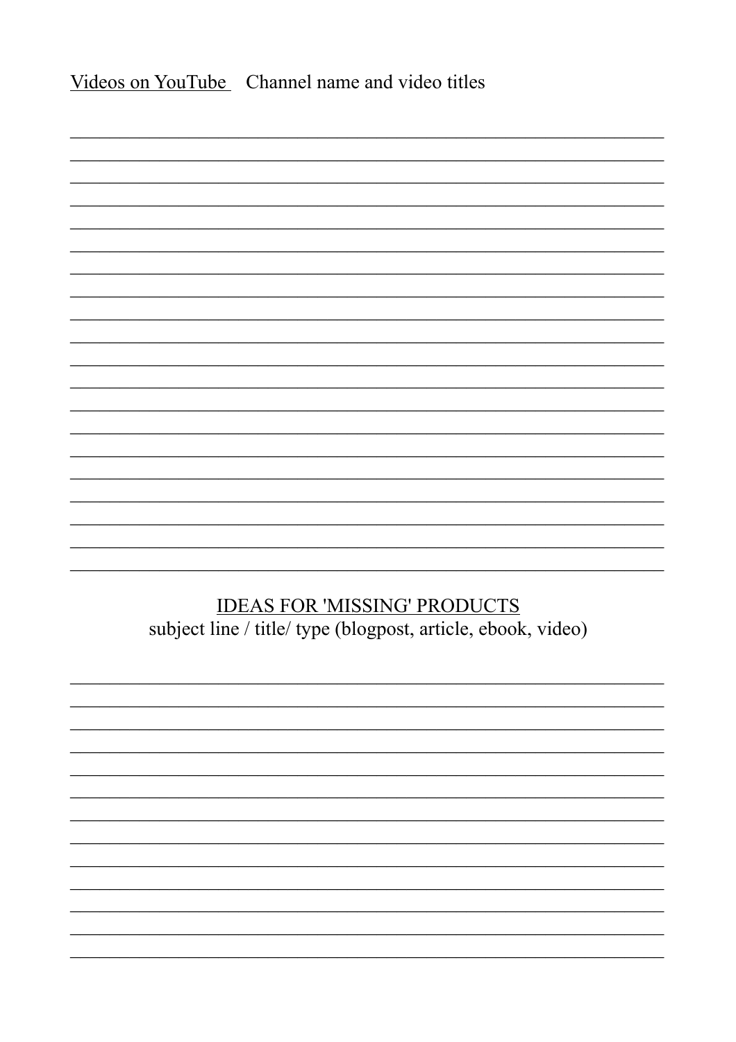<u>Videos on YouTube</u> Channel name and video titles

## <u>IDEAS FOR 'MISSING' PRODUCTS</u>

subject line / title/ type (blogpost, article, ebook, video)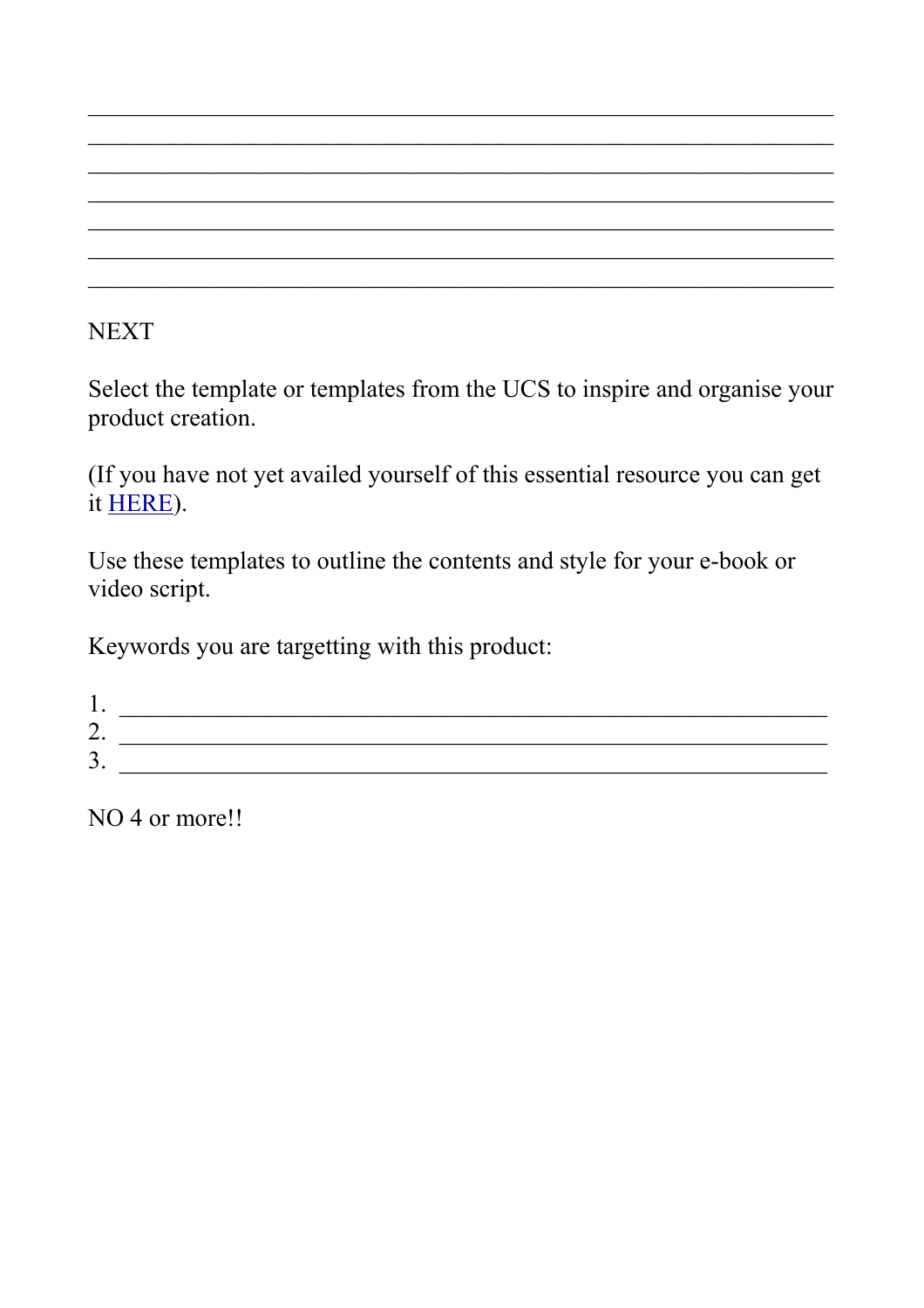\_\_\_\_\_\_\_\_\_\_\_\_\_\_\_\_\_\_\_\_\_\_\_\_\_\_\_\_\_\_\_\_\_\_\_\_\_\_\_\_\_\_\_\_\_\_\_\_\_\_\_\_\_\_\_\_\_\_\_\_
\_\_\_\_\_\_\_\_\_\_\_\_\_\_\_\_\_\_\_\_\_\_\_\_\_\_\_\_\_\_\_\_\_\_\_\_\_\_\_\_\_\_\_\_\_\_\_\_\_\_\_\_\_\_\_\_\_\_\_\_
\_\_\_\_\_\_\_\_\_\_\_\_\_\_\_\_\_\_\_\_\_\_\_\_\_\_\_\_\_\_\_\_\_\_\_\_\_\_\_\_\_\_\_\_\_\_\_\_\_\_\_\_\_\_\_\_\_\_\_\_
\_\_\_\_\_\_\_\_\_\_\_\_\_\_\_\_\_\_\_\_\_\_\_\_\_\_\_\_\_\_\_\_\_\_\_\_\_\_\_\_\_\_\_\_\_\_\_\_\_\_\_\_\_\_\_\_\_\_\_\_
\_\_\_\_\_\_\_\_\_\_\_\_\_\_\_\_\_\_\_\_\_\_\_\_\_\_\_\_\_\_\_\_\_\_\_\_\_\_\_\_\_\_\_\_\_\_\_\_\_\_\_\_\_\_\_\_\_\_\_\_
\_\_\_\_\_\_\_\_\_\_\_\_\_\_\_\_\_\_\_\_\_\_\_\_\_\_\_\_\_\_\_\_\_\_\_\_\_\_\_\_\_\_\_\_\_\_\_\_\_\_\_\_\_\_\_\_\_\_\_\_
\_\_\_\_\_\_\_\_\_\_\_\_\_\_\_\_\_\_\_\_\_\_\_\_\_\_\_\_\_\_\_\_\_\_\_\_\_\_\_\_\_\_\_\_\_\_\_\_\_\_\_\_\_\_\_\_\_\_\_\_

NEXT

Select the template or templates from the UCS to inspire and organise your product creation.

(If you have not yet availed yourself of this essential resource you can get it HERE).

Use these templates to outline the contents and style for your e-book or video script.

Keywords you are targetting with this product:

1. \_\_\_\_\_\_\_\_\_\_\_\_\_\_\_\_\_\_\_\_\_\_\_\_\_\_\_\_\_\_\_\_\_\_\_\_\_\_\_\_\_\_\_\_\_\_\_\_\_\_\_\_\_\_\_\_
2. \_\_\_\_\_\_\_\_\_\_\_\_\_\_\_\_\_\_\_\_\_\_\_\_\_\_\_\_\_\_\_\_\_\_\_\_\_\_\_\_\_\_\_\_\_\_\_\_\_\_\_\_\_\_\_\_
3. \_\_\_\_\_\_\_\_\_\_\_\_\_\_\_\_\_\_\_\_\_\_\_\_\_\_\_\_\_\_\_\_\_\_\_\_\_\_\_\_\_\_\_\_\_\_\_\_\_\_\_\_\_\_\_\_

NO 4 or more!!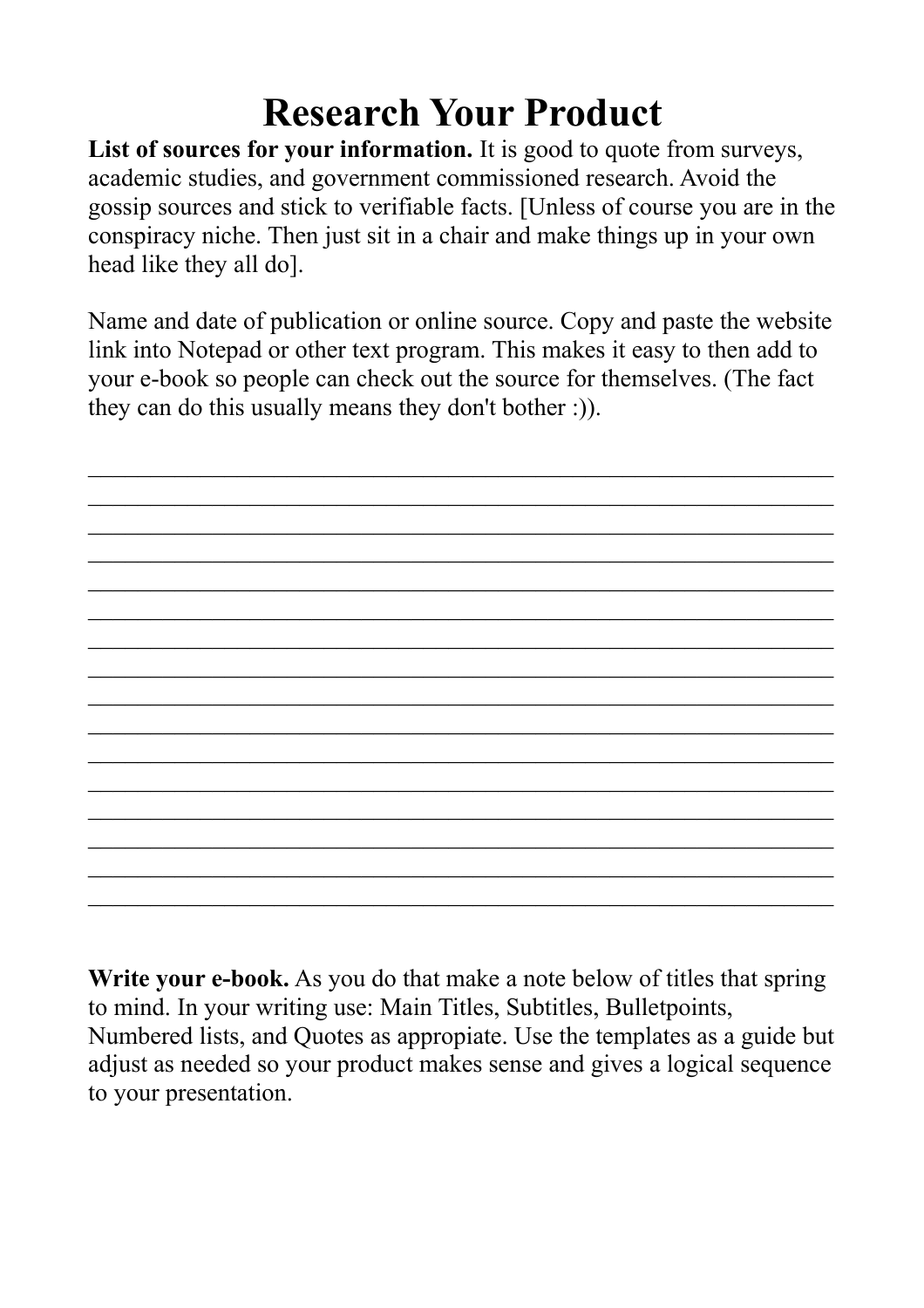# Research Your Product

**List of sources for your information.** It is good to quote from surveys, academic studies, and government commissioned research. Avoid the gossip sources and stick to verifiable facts. [Unless of course you are in the conspiracy niche. Then just sit in a chair and make things up in your own head like they all do].

Name and date of publication or online source. Copy and paste the website link into Notepad or other text program. This makes it easy to then add to your e-book so people can check out the source for themselves. (The fact they can do this usually means they don't bother :)).

______________________________________________________________

______________________________________________________________

______________________________________________________________

______________________________________________________________

______________________________________________________________

______________________________________________________________

______________________________________________________________

______________________________________________________________

______________________________________________________________

______________________________________________________________

______________________________________________________________

______________________________________________________________

______________________________________________________________

______________________________________________________________

______________________________________________________________

______________________________________________________________

**Write your e-book.** As you do that make a note below of titles that spring to mind. In your writing use: Main Titles, Subtitles, Bulletpoints, Numbered lists, and Quotes as appropiate. Use the templates as a guide but adjust as needed so your product makes sense and gives a logical sequence to your presentation.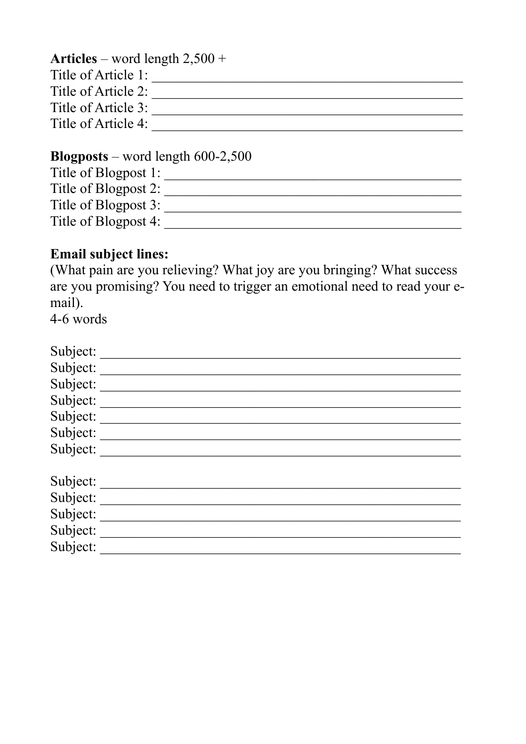**Articles** – word length 2,500 +

Title of Article 1: ______________________________________________

Title of Article 2: ______________________________________________

Title of Article 3: ______________________________________________

Title of Article 4: ______________________________________________

**Blogposts** – word length 600-2,500

Title of Blogpost 1: ____________________________________________

Title of Blogpost 2: ____________________________________________

Title of Blogpost 3: ____________________________________________

Title of Blogpost 4: ____________________________________________

**Email subject lines:**

(What pain are you relieving? What joy are you bringing? What success are you promising? You need to trigger an emotional need to read your e-mail).

4-6 words

Subject: _____________________________________________________

Subject: _____________________________________________________

Subject: _____________________________________________________

Subject: _____________________________________________________

Subject: _____________________________________________________

Subject: _____________________________________________________

Subject: _____________________________________________________

Subject: _____________________________________________________

Subject: _____________________________________________________

Subject: _____________________________________________________

Subject: _____________________________________________________

Subject: _____________________________________________________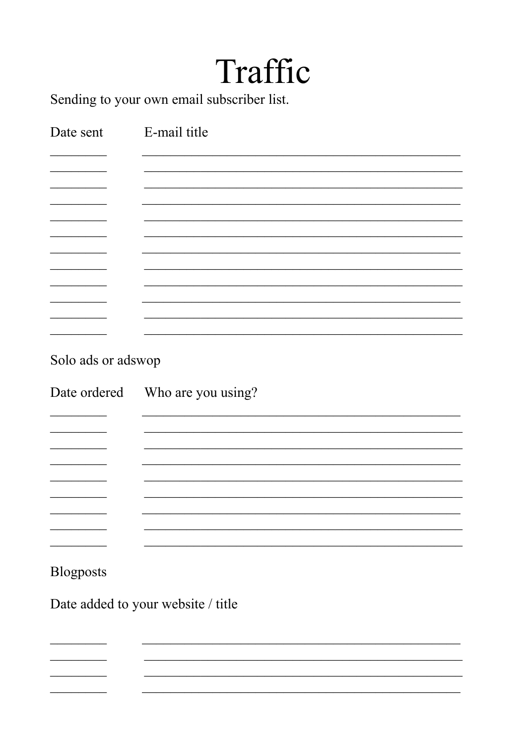# Traffic

Sending to your own email subscriber list.

| Date sent | E-mail title |
| --- | --- |
| _________ | ______________________________________________ |
| _________ | ______________________________________________ |
| _________ | ______________________________________________ |
| _________ | ______________________________________________ |
| _________ | ______________________________________________ |
| _________ | ______________________________________________ |
| _________ | ______________________________________________ |
| _________ | ______________________________________________ |
| _________ | ______________________________________________ |
| _________ | ______________________________________________ |
| _________ | ______________________________________________ |
| _________ | ______________________________________________ |

Solo ads or adswop

| Date ordered | Who are you using? |
| --- | --- |
| _________ | ______________________________________________ |
| _________ | ______________________________________________ |
| _________ | ______________________________________________ |
| _________ | ______________________________________________ |
| _________ | ______________________________________________ |
| _________ | ______________________________________________ |
| _________ | ______________________________________________ |
| _________ | ______________________________________________ |
| _________ | ______________________________________________ |

Blogposts

Date added to your website / title

| | |
| --- | --- |
| _________ | ______________________________________________ |
| _________ | ______________________________________________ |
| _________ | ______________________________________________ |
| _________ | ______________________________________________ |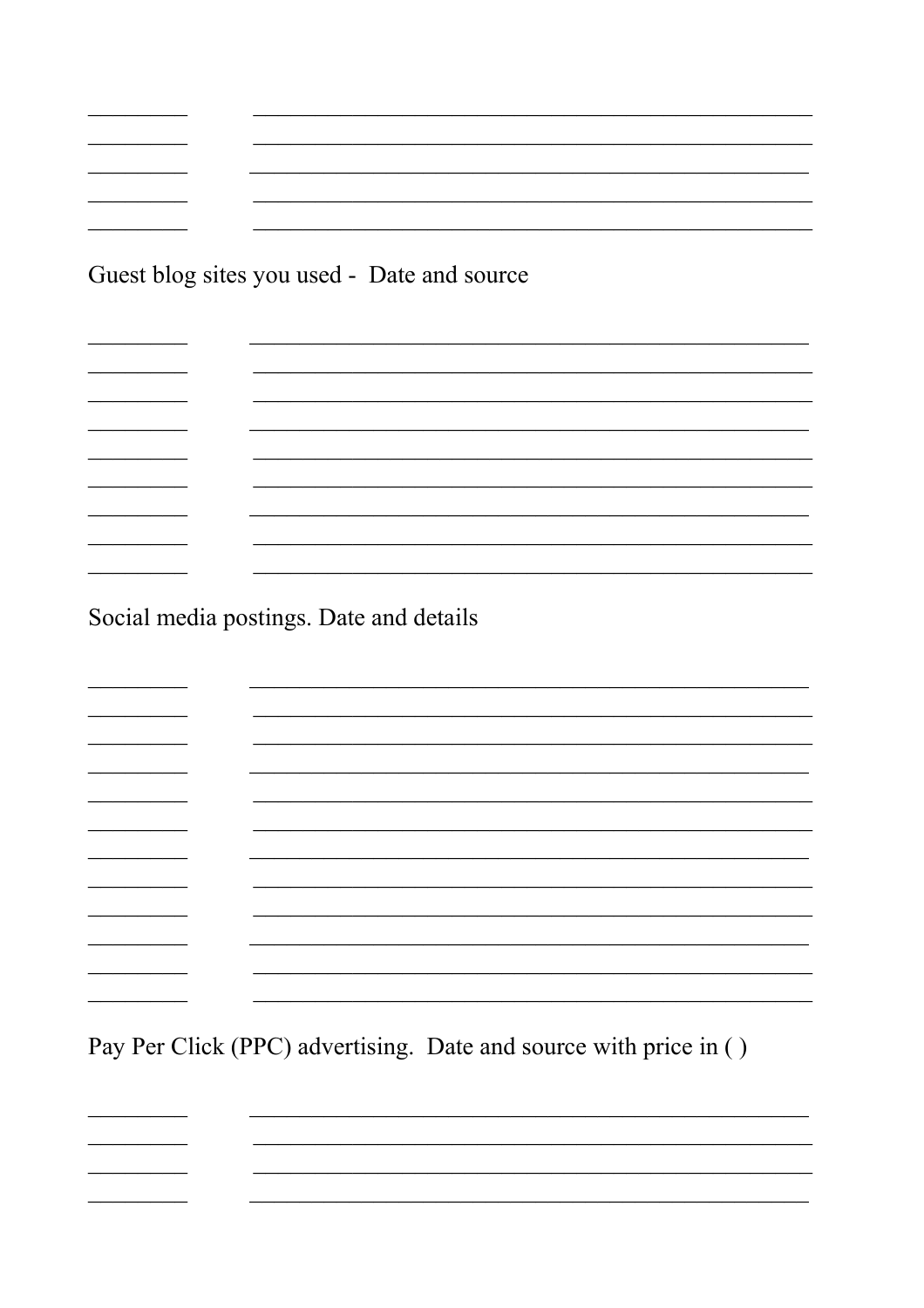Guest blog sites you used - Date and source

Social media postings. Date and details

Pay Per Click (PPC) advertising. Date and source with price in ( )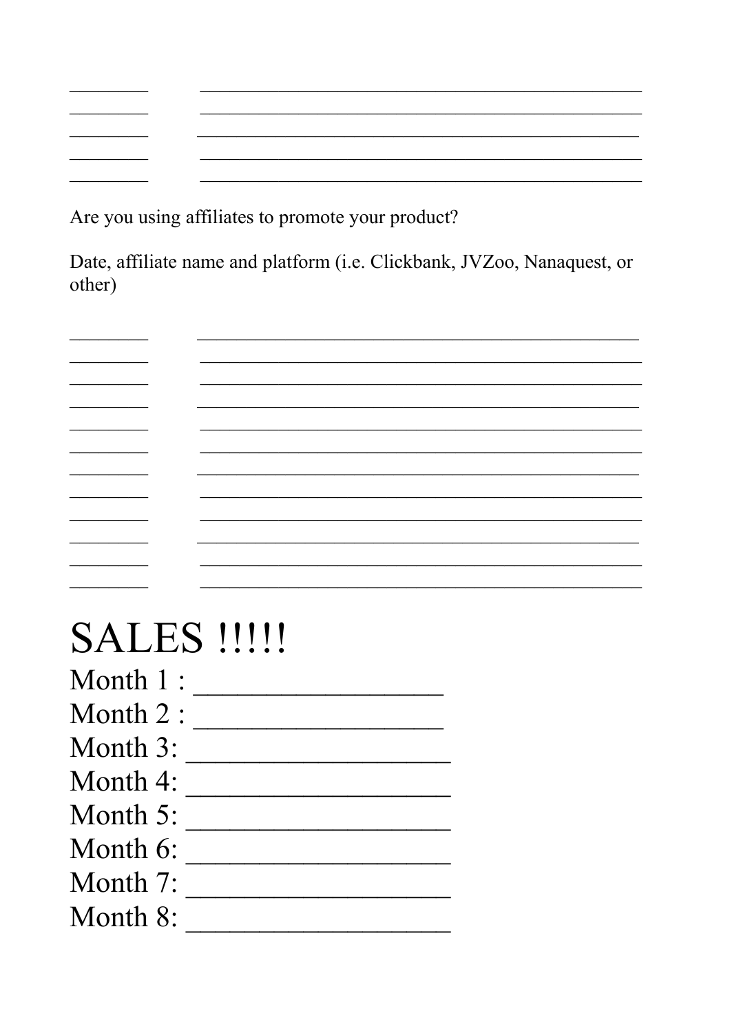________ ____________________________________________
________ ____________________________________________
________ ____________________________________________
________ ____________________________________________
________ ____________________________________________

Are you using affiliates to promote your product?

Date, affiliate name and platform (i.e. Clickbank, JVZoo, Nanaquest, or other)

________ ____________________________________________
________ ____________________________________________
________ ____________________________________________
________ ____________________________________________
________ ____________________________________________
________ ____________________________________________
________ ____________________________________________
________ ____________________________________________
________ ____________________________________________
________ ____________________________________________
________ ____________________________________________
________ ____________________________________________

# SALES !!!!!

Month 1 : _________________

Month 2 : _________________

Month 3: __________________

Month 4: __________________

Month 5: __________________

Month 6: __________________

Month 7: __________________

Month 8: __________________